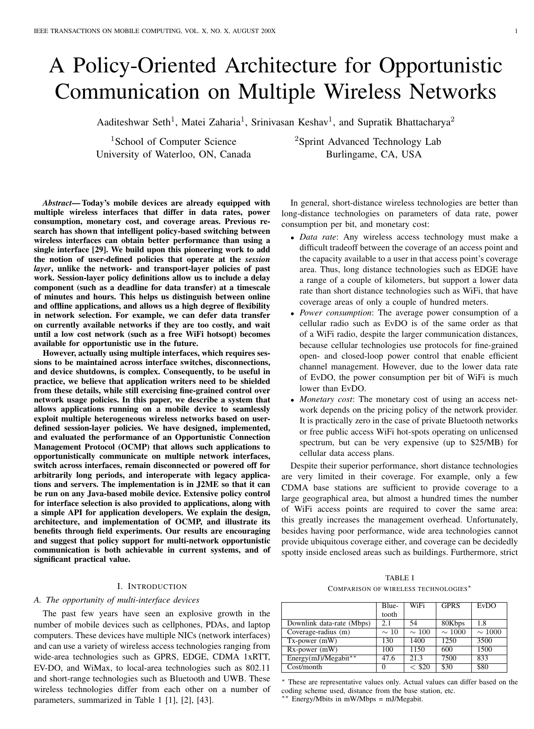// A Policy-Oriented Architecture for Opportunistic Communication on Multiple Wireless Networks

Aaditeshwar Seth[1], Matei Zaharia[1], Srinivasan Keshav[1], and Supratik Bhattacharya[2]

[1]School of Computer Science, University of Waterloo, ON, Canada

[2]Sprint Advanced Technology Lab, Burlingame, CA, USA

***Abstract*— Today's mobile devices are already equipped with multiple wireless interfaces that differ in data rates, power consumption, monetary cost, and coverage areas. Previous research has shown that intelligent policy-based switching between wireless interfaces can obtain better performance than using a single interface [29]. We build upon this pioneering work to add the notion of user-defined policies that operate at the *session layer*, unlike the network- and transport-layer policies of past work. Session-layer policy definitions allow us to include a delay component (such as a deadline for data transfer) at a timescale of minutes and hours. This helps us distinguish between online and offline applications, and allows us a high degree of flexibility in network selection. For example, we can defer data transfer on currently available networks if they are too costly, and wait until a low cost network (such as a free WiFi hotsopt) becomes available for opportunistic use in the future.**

**However, actually using multiple interfaces, which requires sessions to be maintained across interface switches, disconnections, and device shutdowns, is complex. Consequently, to be useful in practice, we believe that application writers need to be shielded from these details, while still exercising fine-grained control over network usage policies. In this paper, we describe a system that allows applications running on a mobile device to seamlessly exploit multiple heterogeneous wireless networks based on user-defined session-layer policies. We have designed, implemented, and evaluated the performance of an Opportunistic Connection Management Protocol (OCMP) that allows such applications to opportunistically communicate on multiple network interfaces, switch across interfaces, remain disconnected or powered off for arbitrarily long periods, and interoperate with legacy applications and servers. The implementation is in J2ME so that it can be run on any Java-based mobile device. Extensive policy control for interface selection is also provided to applications, along with a simple API for application developers. We explain the design, architecture, and implementation of OCMP, and illustrate its benefits through field experiments. Our results are encouraging and suggest that policy support for multi-network opportunistic communication is both achievable in current systems, and of significant practical value.**

## I. Introduction

### A. The opportunity of multi-interface devices

The past few years have seen an explosive growth in the number of mobile devices such as cellphones, PDAs, and laptop computers. These devices have multiple NICs (network interfaces) and can use a variety of wireless access technologies ranging from wide-area technologies such as GPRS, EDGE, CDMA 1xRTT, EV-DO, and WiMax, to local-area technologies such as 802.11 and short-range technologies such as Bluetooth and UWB. These wireless technologies differ from each other on a number of parameters, summarized in Table 1 [1], [2], [43].

In general, short-distance wireless technologies are better than long-distance technologies on parameters of data rate, power consumption per bit, and monetary cost:

- *Data rate*: Any wireless access technology must make a difficult tradeoff between the coverage of an access point and the capacity available to a user in that access point's coverage area. Thus, long distance technologies such as EDGE have a range of a couple of kilometers, but support a lower data rate than short distance technologies such as WiFi, that have coverage areas of only a couple of hundred meters.
- *Power consumption*: The average power consumption of a cellular radio such as EvDO is of the same order as that of a WiFi radio, despite the larger communication distances, because cellular technologies use protocols for fine-grained open- and closed-loop power control that enable efficient channel management. However, due to the lower data rate of EvDO, the power consumption per bit of WiFi is much lower than EvDO.
- *Monetary cost*: The monetary cost of using an access network depends on the pricing policy of the network provider. It is practically zero in the case of private Bluetooth networks or free public access WiFi hot-spots operating on unlicensed spectrum, but can be very expensive (up to $25/MB) for cellular data access plans.

Despite their superior performance, short distance technologies are very limited in their coverage. For example, only a few CDMA base stations are sufficient to provide coverage to a large geographical area, but almost a hundred times the number of WiFi access points are required to cover the same area: this greatly increases the management overhead. Unfortunately, besides having poor performance, wide area technologies cannot provide ubiquitous coverage either, and coverage can be decidedly spotty inside enclosed areas such as buildings. Furthermore, strict

TABLE I
Comparison of wireless technologies*

| | Bluetooth | WiFi | GPRS | EvDO |
|---|---|---|---|---|
| Downlink data-rate (Mbps) | 2.1 | 54 | 80Kbps | 1.8 |
| Coverage-radius (m) | ∼ 10 | ∼ 100 | ∼ 1000 | ∼ 1000 |
| Tx-power (mW) | 130 | 1400 | 1250 | 3500 |
| Rx-power (mW) | 100 | 1150 | 600 | 1500 |
| Energy(mJ)/Megabit** | 47.6 | 21.3 | 7500 | 833 |
| Cost/month | 0 | < $20 | $30 | $80 |

* These are representative values only. Actual values can differ based on the coding scheme used, distance from the base station, etc.
** Energy/Mbits in mW/Mbps = mJ/Megabit.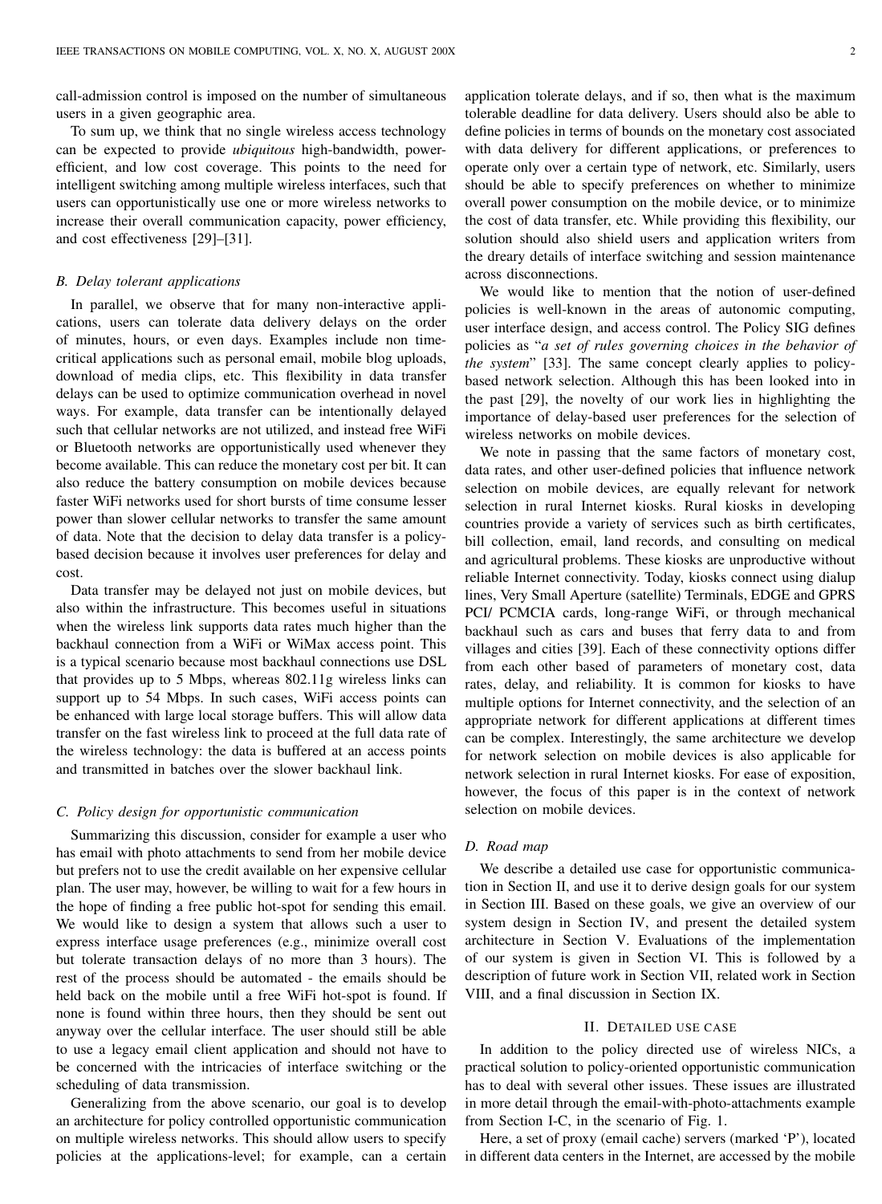call-admission control is imposed on the number of simultaneous users in a given geographic area.

To sum up, we think that no single wireless access technology can be expected to provide *ubiquitous* high-bandwidth, power-efficient, and low cost coverage. This points to the need for intelligent switching among multiple wireless interfaces, such that users can opportunistically use one or more wireless networks to increase their overall communication capacity, power efficiency, and cost effectiveness [29]–[31].

### B. Delay tolerant applications

In parallel, we observe that for many non-interactive applications, users can tolerate data delivery delays on the order of minutes, hours, or even days. Examples include non time-critical applications such as personal email, mobile blog uploads, download of media clips, etc. This flexibility in data transfer delays can be used to optimize communication overhead in novel ways. For example, data transfer can be intentionally delayed such that cellular networks are not utilized, and instead free WiFi or Bluetooth networks are opportunistically used whenever they become available. This can reduce the monetary cost per bit. It can also reduce the battery consumption on mobile devices because faster WiFi networks used for short bursts of time consume lesser power than slower cellular networks to transfer the same amount of data. Note that the decision to delay data transfer is a policy-based decision because it involves user preferences for delay and cost.

Data transfer may be delayed not just on mobile devices, but also within the infrastructure. This becomes useful in situations when the wireless link supports data rates much higher than the backhaul connection from a WiFi or WiMax access point. This is a typical scenario because most backhaul connections use DSL that provides up to 5 Mbps, whereas 802.11g wireless links can support up to 54 Mbps. In such cases, WiFi access points can be enhanced with large local storage buffers. This will allow data transfer on the fast wireless link to proceed at the full data rate of the wireless technology: the data is buffered at an access points and transmitted in batches over the slower backhaul link.

### C. Policy design for opportunistic communication

Summarizing this discussion, consider for example a user who has email with photo attachments to send from her mobile device but prefers not to use the credit available on her expensive cellular plan. The user may, however, be willing to wait for a few hours in the hope of finding a free public hot-spot for sending this email. We would like to design a system that allows such a user to express interface usage preferences (e.g., minimize overall cost but tolerate transaction delays of no more than 3 hours). The rest of the process should be automated - the emails should be held back on the mobile until a free WiFi hot-spot is found. If none is found within three hours, then they should be sent out anyway over the cellular interface. The user should still be able to use a legacy email client application and should not have to be concerned with the intricacies of interface switching or the scheduling of data transmission.

Generalizing from the above scenario, our goal is to develop an architecture for policy controlled opportunistic communication on multiple wireless networks. This should allow users to specify policies at the applications-level; for example, can a certain application tolerate delays, and if so, then what is the maximum tolerable deadline for data delivery. Users should also be able to define policies in terms of bounds on the monetary cost associated with data delivery for different applications, or preferences to operate only over a certain type of network, etc. Similarly, users should be able to specify preferences on whether to minimize overall power consumption on the mobile device, or to minimize the cost of data transfer, etc. While providing this flexibility, our solution should also shield users and application writers from the dreary details of interface switching and session maintenance across disconnections.

We would like to mention that the notion of user-defined policies is well-known in the areas of autonomic computing, user interface design, and access control. The Policy SIG defines policies as "*a set of rules governing choices in the behavior of the system*" [33]. The same concept clearly applies to policy-based network selection. Although this has been looked into in the past [29], the novelty of our work lies in highlighting the importance of delay-based user preferences for the selection of wireless networks on mobile devices.

We note in passing that the same factors of monetary cost, data rates, and other user-defined policies that influence network selection on mobile devices, are equally relevant for network selection in rural Internet kiosks. Rural kiosks in developing countries provide a variety of services such as birth certificates, bill collection, email, land records, and consulting on medical and agricultural problems. These kiosks are unproductive without reliable Internet connectivity. Today, kiosks connect using dialup lines, Very Small Aperture (satellite) Terminals, EDGE and GPRS PCI/ PCMCIA cards, long-range WiFi, or through mechanical backhaul such as cars and buses that ferry data to and from villages and cities [39]. Each of these connectivity options differ from each other based of parameters of monetary cost, data rates, delay, and reliability. It is common for kiosks to have multiple options for Internet connectivity, and the selection of an appropriate network for different applications at different times can be complex. Interestingly, the same architecture we develop for network selection on mobile devices is also applicable for network selection in rural Internet kiosks. For ease of exposition, however, the focus of this paper is in the context of network selection on mobile devices.

### D. Road map

We describe a detailed use case for opportunistic communication in Section II, and use it to derive design goals for our system in Section III. Based on these goals, we give an overview of our system design in Section IV, and present the detailed system architecture in Section V. Evaluations of the implementation of our system is given in Section VI. This is followed by a description of future work in Section VII, related work in Section VIII, and a final discussion in Section IX.

## II. Detailed use case

In addition to the policy directed use of wireless NICs, a practical solution to policy-oriented opportunistic communication has to deal with several other issues. These issues are illustrated in more detail through the email-with-photo-attachments example from Section I-C, in the scenario of Fig. 1.

Here, a set of proxy (email cache) servers (marked 'P'), located in different data centers in the Internet, are accessed by the mobile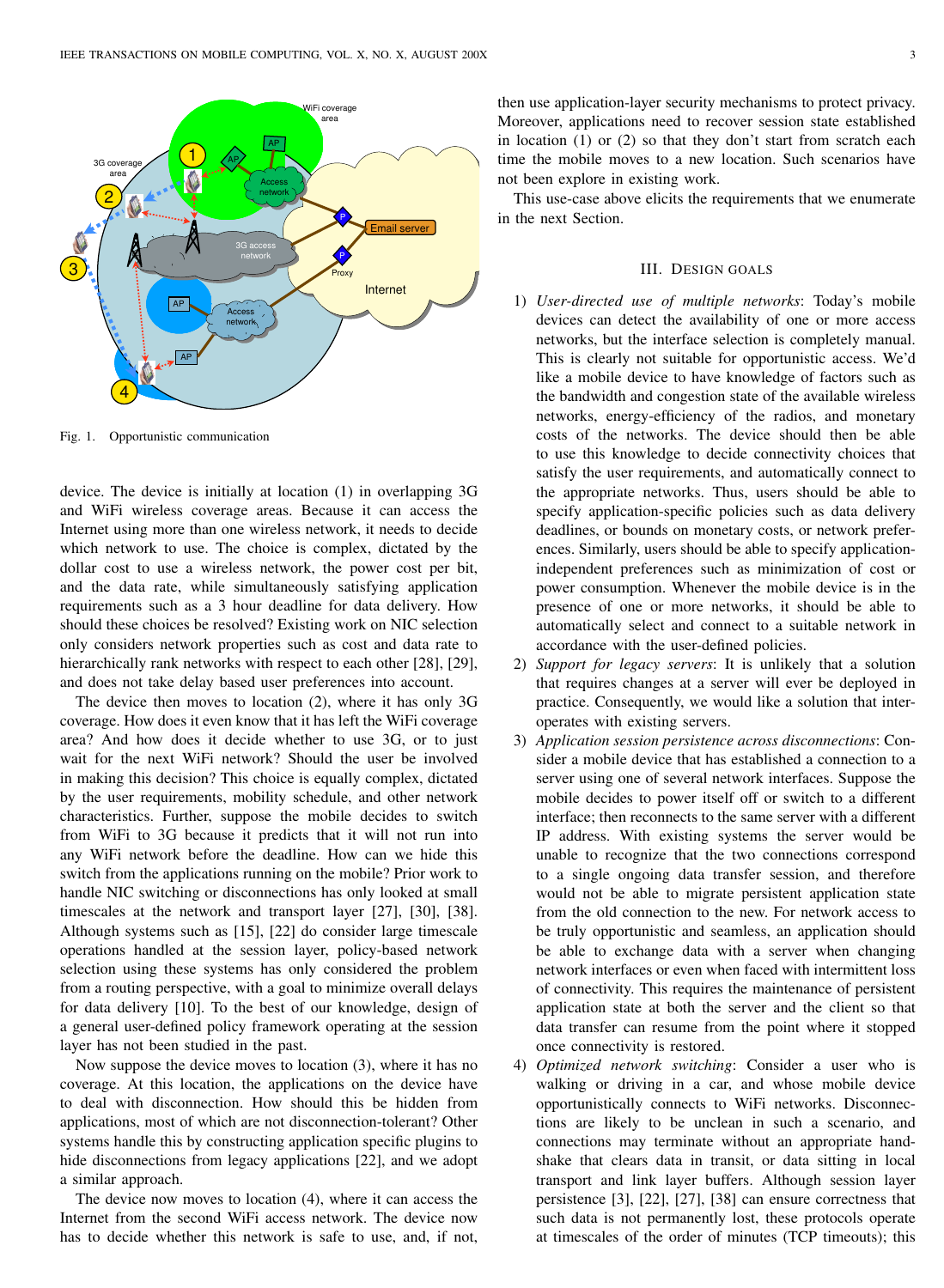Fig. 1. Opportunistic communication

device. The device is initially at location (1) in overlapping 3G and WiFi wireless coverage areas. Because it can access the Internet using more than one wireless network, it needs to decide which network to use. The choice is complex, dictated by the dollar cost to use a wireless network, the power cost per bit, and the data rate, while simultaneously satisfying application requirements such as a 3 hour deadline for data delivery. How should these choices be resolved? Existing work on NIC selection only considers network properties such as cost and data rate to hierarchically rank networks with respect to each other [28], [29], and does not take delay based user preferences into account.

The device then moves to location (2), where it has only 3G coverage. How does it even know that it has left the WiFi coverage area? And how does it decide whether to use 3G, or to just wait for the next WiFi network? Should the user be involved in making this decision? This choice is equally complex, dictated by the user requirements, mobility schedule, and other network characteristics. Further, suppose the mobile decides to switch from WiFi to 3G because it predicts that it will not run into any WiFi network before the deadline. How can we hide this switch from the applications running on the mobile? Prior work to handle NIC switching or disconnections has only looked at small timescales at the network and transport layer [27], [30], [38]. Although systems such as [15], [22] do consider large timescale operations handled at the session layer, policy-based network selection using these systems has only considered the problem from a routing perspective, with a goal to minimize overall delays for data delivery [10]. To the best of our knowledge, design of a general user-defined policy framework operating at the session layer has not been studied in the past.

Now suppose the device moves to location (3), where it has no coverage. At this location, the applications on the device have to deal with disconnection. How should this be hidden from applications, most of which are not disconnection-tolerant? Other systems handle this by constructing application specific plugins to hide disconnections from legacy applications [22], and we adopt a similar approach.

The device now moves to location (4), where it can access the Internet from the second WiFi access network. The device now has to decide whether this network is safe to use, and, if not, then use application-layer security mechanisms to protect privacy. Moreover, applications need to recover session state established in location (1) or (2) so that they don't start from scratch each time the mobile moves to a new location. Such scenarios have not been explore in existing work.

This use-case above elicits the requirements that we enumerate in the next Section.

## III. Design Goals

1) *User-directed use of multiple networks*: Today's mobile devices can detect the availability of one or more access networks, but the interface selection is completely manual. This is clearly not suitable for opportunistic access. We'd like a mobile device to have knowledge of factors such as the bandwidth and congestion state of the available wireless networks, energy-efficiency of the radios, and monetary costs of the networks. The device should then be able to use this knowledge to decide connectivity choices that satisfy the user requirements, and automatically connect to the appropriate networks. Thus, users should be able to specify application-specific policies such as data delivery deadlines, or bounds on monetary costs, or network preferences. Similarly, users should be able to specify application-independent preferences such as minimization of cost or power consumption. Whenever the mobile device is in the presence of one or more networks, it should be able to automatically select and connect to a suitable network in accordance with the user-defined policies.

2) *Support for legacy servers*: It is unlikely that a solution that requires changes at a server will ever be deployed in practice. Consequently, we would like a solution that inter-operates with existing servers.

3) *Application session persistence across disconnections*: Consider a mobile device that has established a connection to a server using one of several network interfaces. Suppose the mobile decides to power itself off or switch to a different interface; then reconnects to the same server with a different IP address. With existing systems the server would be unable to recognize that the two connections correspond to a single ongoing data transfer session, and therefore would not be able to migrate persistent application state from the old connection to the new. For network access to be truly opportunistic and seamless, an application should be able to exchange data with a server when changing network interfaces or even when faced with intermittent loss of connectivity. This requires the maintenance of persistent application state at both the server and the client so that data transfer can resume from the point where it stopped once connectivity is restored.

4) *Optimized network switching*: Consider a user who is walking or driving in a car, and whose mobile device opportunistically connects to WiFi networks. Disconnections are likely to be unclean in such a scenario, and connections may terminate without an appropriate handshake that clears data in transit, or data sitting in local transport and link layer buffers. Although session layer persistence [3], [22], [27], [38] can ensure correctness that such data is not permanently lost, these protocols operate at timescales of the order of minutes (TCP timeouts); this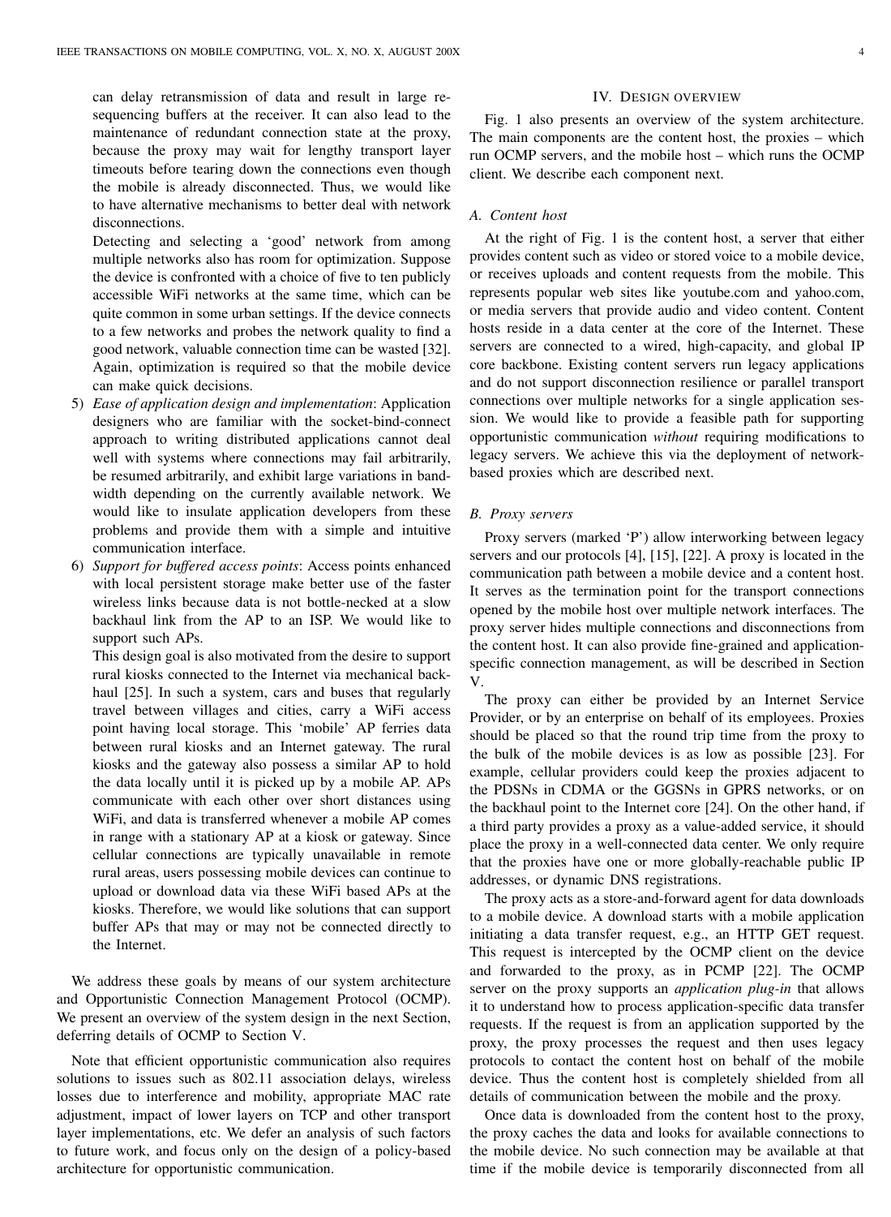can delay retransmission of data and result in large re-sequencing buffers at the receiver. It can also lead to the maintenance of redundant connection state at the proxy, because the proxy may wait for lengthy transport layer timeouts before tearing down the connections even though the mobile is already disconnected. Thus, we would like to have alternative mechanisms to better deal with network disconnections.

Detecting and selecting a 'good' network from among multiple networks also has room for optimization. Suppose the device is confronted with a choice of five to ten publicly accessible WiFi networks at the same time, which can be quite common in some urban settings. If the device connects to a few networks and probes the network quality to find a good network, valuable connection time can be wasted [32]. Again, optimization is required so that the mobile device can make quick decisions.

5) *Ease of application design and implementation*: Application designers who are familiar with the socket-bind-connect approach to writing distributed applications cannot deal well with systems where connections may fail arbitrarily, be resumed arbitrarily, and exhibit large variations in bandwidth depending on the currently available network. We would like to insulate application developers from these problems and provide them with a simple and intuitive communication interface.

6) *Support for buffered access points*: Access points enhanced with local persistent storage make better use of the faster wireless links because data is not bottle-necked at a slow backhaul link from the AP to an ISP. We would like to support such APs.

This design goal is also motivated from the desire to support rural kiosks connected to the Internet via mechanical backhaul [25]. In such a system, cars and buses that regularly travel between villages and cities, carry a WiFi access point having local storage. This 'mobile' AP ferries data between rural kiosks and an Internet gateway. The rural kiosks and the gateway also possess a similar AP to hold the data locally until it is picked up by a mobile AP. APs communicate with each other over short distances using WiFi, and data is transferred whenever a mobile AP comes in range with a stationary AP at a kiosk or gateway. Since cellular connections are typically unavailable in remote rural areas, users possessing mobile devices can continue to upload or download data via these WiFi based APs at the kiosks. Therefore, we would like solutions that can support buffer APs that may or may not be connected directly to the Internet.

We address these goals by means of our system architecture and Opportunistic Connection Management Protocol (OCMP). We present an overview of the system design in the next Section, deferring details of OCMP to Section V.

Note that efficient opportunistic communication also requires solutions to issues such as 802.11 association delays, wireless losses due to interference and mobility, appropriate MAC rate adjustment, impact of lower layers on TCP and other transport layer implementations, etc. We defer an analysis of such factors to future work, and focus only on the design of a policy-based architecture for opportunistic communication.

## IV. Design overview

Fig. 1 also presents an overview of the system architecture. The main components are the content host, the proxies – which run OCMP servers, and the mobile host – which runs the OCMP client. We describe each component next.

### A. Content host

At the right of Fig. 1 is the content host, a server that either provides content such as video or stored voice to a mobile device, or receives uploads and content requests from the mobile. This represents popular web sites like youtube.com and yahoo.com, or media servers that provide audio and video content. Content hosts reside in a data center at the core of the Internet. These servers are connected to a wired, high-capacity, and global IP core backbone. Existing content servers run legacy applications and do not support disconnection resilience or parallel transport connections over multiple networks for a single application session. We would like to provide a feasible path for supporting opportunistic communication *without* requiring modifications to legacy servers. We achieve this via the deployment of network-based proxies which are described next.

### B. Proxy servers

Proxy servers (marked 'P') allow interworking between legacy servers and our protocols [4], [15], [22]. A proxy is located in the communication path between a mobile device and a content host. It serves as the termination point for the transport connections opened by the mobile host over multiple network interfaces. The proxy server hides multiple connections and disconnections from the content host. It can also provide fine-grained and application-specific connection management, as will be described in Section V.

The proxy can either be provided by an Internet Service Provider, or by an enterprise on behalf of its employees. Proxies should be placed so that the round trip time from the proxy to the bulk of the mobile devices is as low as possible [23]. For example, cellular providers could keep the proxies adjacent to the PDSNs in CDMA or the GGSNs in GPRS networks, or on the backhaul point to the Internet core [24]. On the other hand, if a third party provides a proxy as a value-added service, it should place the proxy in a well-connected data center. We only require that the proxies have one or more globally-reachable public IP addresses, or dynamic DNS registrations.

The proxy acts as a store-and-forward agent for data downloads to a mobile device. A download starts with a mobile application initiating a data transfer request, e.g., an HTTP GET request. This request is intercepted by the OCMP client on the device and forwarded to the proxy, as in PCMP [22]. The OCMP server on the proxy supports an *application plug-in* that allows it to understand how to process application-specific data transfer requests. If the request is from an application supported by the proxy, the proxy processes the request and then uses legacy protocols to contact the content host on behalf of the mobile device. Thus the content host is completely shielded from all details of communication between the mobile and the proxy.

Once data is downloaded from the content host to the proxy, the proxy caches the data and looks for available connections to the mobile device. No such connection may be available at that time if the mobile device is temporarily disconnected from all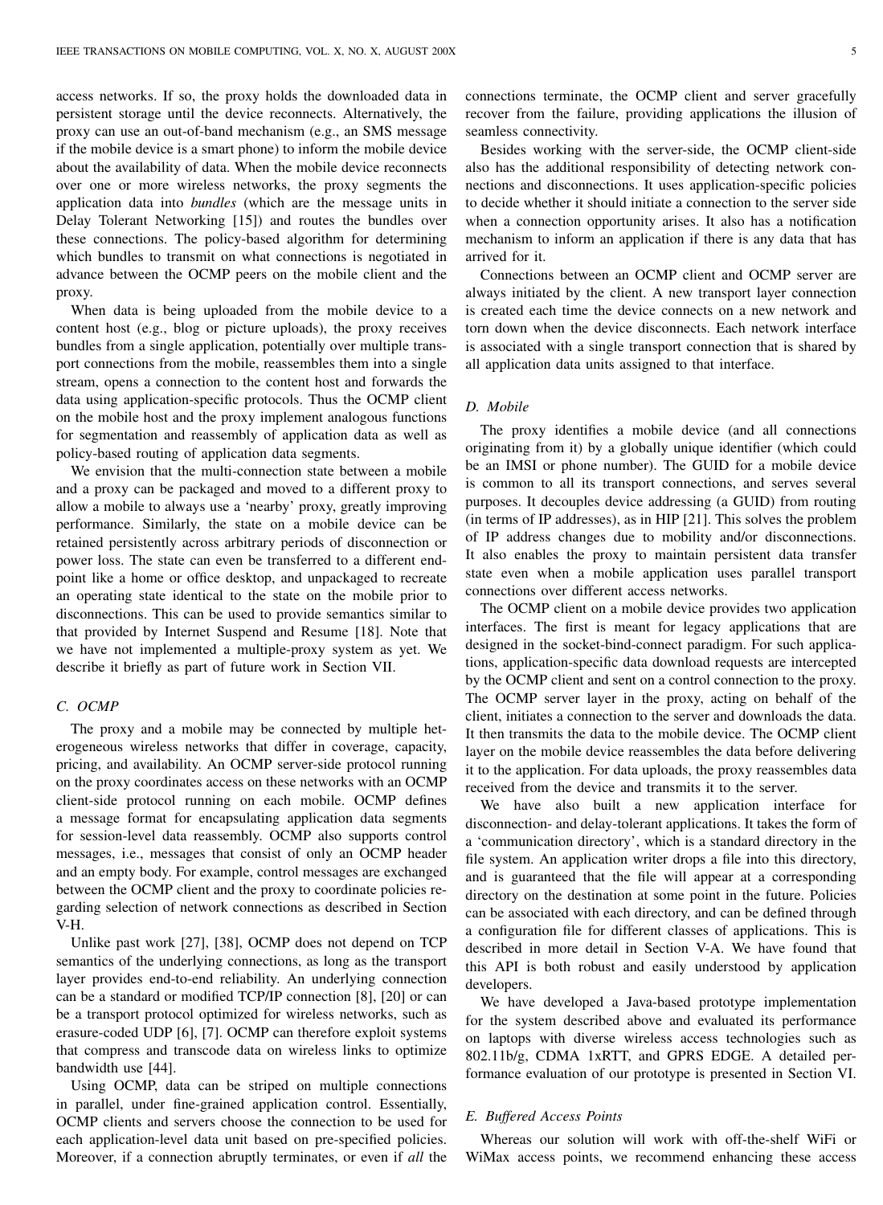access networks. If so, the proxy holds the downloaded data in persistent storage until the device reconnects. Alternatively, the proxy can use an out-of-band mechanism (e.g., an SMS message if the mobile device is a smart phone) to inform the mobile device about the availability of data. When the mobile device reconnects over one or more wireless networks, the proxy segments the application data into *bundles* (which are the message units in Delay Tolerant Networking [15]) and routes the bundles over these connections. The policy-based algorithm for determining which bundles to transmit on what connections is negotiated in advance between the OCMP peers on the mobile client and the proxy.

When data is being uploaded from the mobile device to a content host (e.g., blog or picture uploads), the proxy receives bundles from a single application, potentially over multiple transport connections from the mobile, reassembles them into a single stream, opens a connection to the content host and forwards the data using application-specific protocols. Thus the OCMP client on the mobile host and the proxy implement analogous functions for segmentation and reassembly of application data as well as policy-based routing of application data segments.

We envision that the multi-connection state between a mobile and a proxy can be packaged and moved to a different proxy to allow a mobile to always use a 'nearby' proxy, greatly improving performance. Similarly, the state on a mobile device can be retained persistently across arbitrary periods of disconnection or power loss. The state can even be transferred to a different endpoint like a home or office desktop, and unpackaged to recreate an operating state identical to the state on the mobile prior to disconnections. This can be used to provide semantics similar to that provided by Internet Suspend and Resume [18]. Note that we have not implemented a multiple-proxy system as yet. We describe it briefly as part of future work in Section VII.

### C. OCMP

The proxy and a mobile may be connected by multiple heterogeneous wireless networks that differ in coverage, capacity, pricing, and availability. An OCMP server-side protocol running on the proxy coordinates access on these networks with an OCMP client-side protocol running on each mobile. OCMP defines a message format for encapsulating application data segments for session-level data reassembly. OCMP also supports control messages, i.e., messages that consist of only an OCMP header and an empty body. For example, control messages are exchanged between the OCMP client and the proxy to coordinate policies regarding selection of network connections as described in Section V-H.

Unlike past work [27], [38], OCMP does not depend on TCP semantics of the underlying connections, as long as the transport layer provides end-to-end reliability. An underlying connection can be a standard or modified TCP/IP connection [8], [20] or can be a transport protocol optimized for wireless networks, such as erasure-coded UDP [6], [7]. OCMP can therefore exploit systems that compress and transcode data on wireless links to optimize bandwidth use [44].

Using OCMP, data can be striped on multiple connections in parallel, under fine-grained application control. Essentially, OCMP clients and servers choose the connection to be used for each application-level data unit based on pre-specified policies. Moreover, if a connection abruptly terminates, or even if *all* the connections terminate, the OCMP client and server gracefully recover from the failure, providing applications the illusion of seamless connectivity.

Besides working with the server-side, the OCMP client-side also has the additional responsibility of detecting network connections and disconnections. It uses application-specific policies to decide whether it should initiate a connection to the server side when a connection opportunity arises. It also has a notification mechanism to inform an application if there is any data that has arrived for it.

Connections between an OCMP client and OCMP server are always initiated by the client. A new transport layer connection is created each time the device connects on a new network and torn down when the device disconnects. Each network interface is associated with a single transport connection that is shared by all application data units assigned to that interface.

### D. Mobile

The proxy identifies a mobile device (and all connections originating from it) by a globally unique identifier (which could be an IMSI or phone number). The GUID for a mobile device is common to all its transport connections, and serves several purposes. It decouples device addressing (a GUID) from routing (in terms of IP addresses), as in HIP [21]. This solves the problem of IP address changes due to mobility and/or disconnections. It also enables the proxy to maintain persistent data transfer state even when a mobile application uses parallel transport connections over different access networks.

The OCMP client on a mobile device provides two application interfaces. The first is meant for legacy applications that are designed in the socket-bind-connect paradigm. For such applications, application-specific data download requests are intercepted by the OCMP client and sent on a control connection to the proxy. The OCMP server layer in the proxy, acting on behalf of the client, initiates a connection to the server and downloads the data. It then transmits the data to the mobile device. The OCMP client layer on the mobile device reassembles the data before delivering it to the application. For data uploads, the proxy reassembles data received from the device and transmits it to the server.

We have also built a new application interface for disconnection- and delay-tolerant applications. It takes the form of a 'communication directory', which is a standard directory in the file system. An application writer drops a file into this directory, and is guaranteed that the file will appear at a corresponding directory on the destination at some point in the future. Policies can be associated with each directory, and can be defined through a configuration file for different classes of applications. This is described in more detail in Section V-A. We have found that this API is both robust and easily understood by application developers.

We have developed a Java-based prototype implementation for the system described above and evaluated its performance on laptops with diverse wireless access technologies such as 802.11b/g, CDMA 1xRTT, and GPRS EDGE. A detailed performance evaluation of our prototype is presented in Section VI.

### E. Buffered Access Points

Whereas our solution will work with off-the-shelf WiFi or WiMax access points, we recommend enhancing these access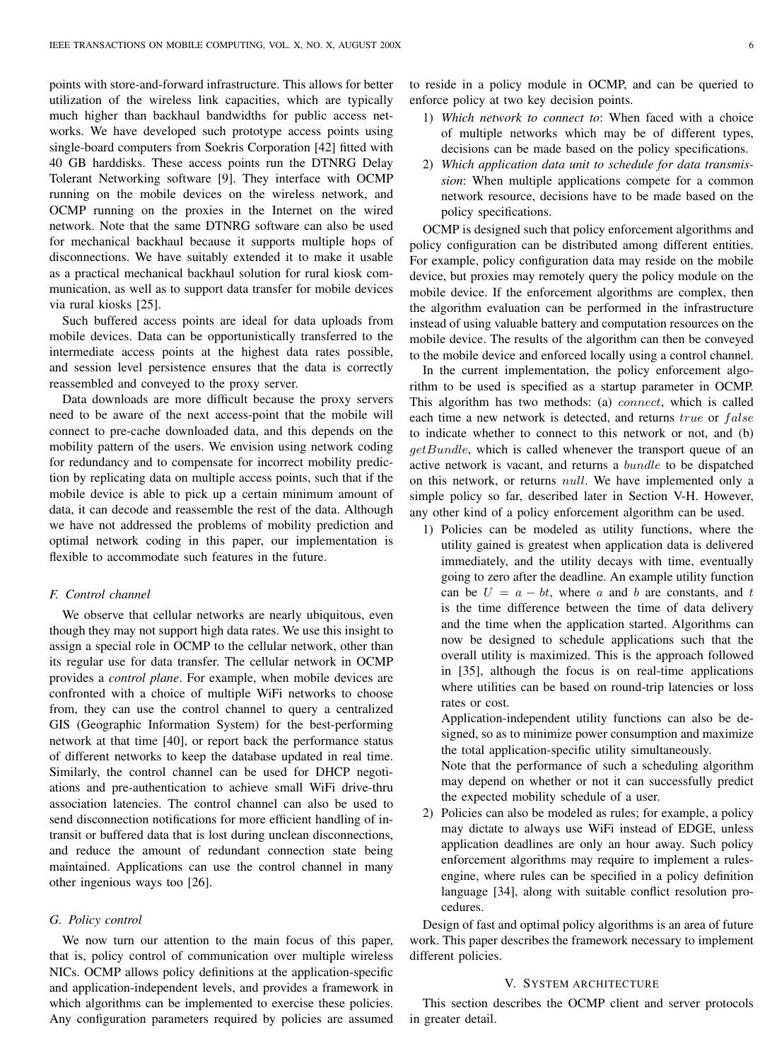points with store-and-forward infrastructure. This allows for better utilization of the wireless link capacities, which are typically much higher than backhaul bandwidths for public access networks. We have developed such prototype access points using single-board computers from Soekris Corporation [42] fitted with 40 GB harddisks. These access points run the DTNRG Delay Tolerant Networking software [9]. They interface with OCMP running on the mobile devices on the wireless network, and OCMP running on the proxies in the Internet on the wired network. Note that the same DTNRG software can also be used for mechanical backhaul because it supports multiple hops of disconnections. We have suitably extended it to make it usable as a practical mechanical backhaul solution for rural kiosk communication, as well as to support data transfer for mobile devices via rural kiosks [25].

Such buffered access points are ideal for data uploads from mobile devices. Data can be opportunistically transferred to the intermediate access points at the highest data rates possible, and session level persistence ensures that the data is correctly reassembled and conveyed to the proxy server.

Data downloads are more difficult because the proxy servers need to be aware of the next access-point that the mobile will connect to pre-cache downloaded data, and this depends on the mobility pattern of the users. We envision using network coding for redundancy and to compensate for incorrect mobility prediction by replicating data on multiple access points, such that if the mobile device is able to pick up a certain minimum amount of data, it can decode and reassemble the rest of the data. Although we have not addressed the problems of mobility prediction and optimal network coding in this paper, our implementation is flexible to accommodate such features in the future.

### F. Control channel

We observe that cellular networks are nearly ubiquitous, even though they may not support high data rates. We use this insight to assign a special role in OCMP to the cellular network, other than its regular use for data transfer. The cellular network in OCMP provides a *control plane*. For example, when mobile devices are confronted with a choice of multiple WiFi networks to choose from, they can use the control channel to query a centralized GIS (Geographic Information System) for the best-performing network at that time [40], or report back the performance status of different networks to keep the database updated in real time. Similarly, the control channel can be used for DHCP negotiations and pre-authentication to achieve small WiFi drive-thru association latencies. The control channel can also be used to send disconnection notifications for more efficient handling of in-transit or buffered data that is lost during unclean disconnections, and reduce the amount of redundant connection state being maintained. Applications can use the control channel in many other ingenious ways too [26].

### G. Policy control

We now turn our attention to the main focus of this paper, that is, policy control of communication over multiple wireless NICs. OCMP allows policy definitions at the application-specific and application-independent levels, and provides a framework in which algorithms can be implemented to exercise these policies. Any configuration parameters required by policies are assumed to reside in a policy module in OCMP, and can be queried to enforce policy at two key decision points.

1) *Which network to connect to*: When faced with a choice of multiple networks which may be of different types, decisions can be made based on the policy specifications.
2) *Which application data unit to schedule for data transmission*: When multiple applications compete for a common network resource, decisions have to be made based on the policy specifications.

OCMP is designed such that policy enforcement algorithms and policy configuration can be distributed among different entities. For example, policy configuration data may reside on the mobile device, but proxies may remotely query the policy module on the mobile device. If the enforcement algorithms are complex, then the algorithm evaluation can be performed in the infrastructure instead of using valuable battery and computation resources on the mobile device. The results of the algorithm can then be conveyed to the mobile device and enforced locally using a control channel.

In the current implementation, the policy enforcement algorithm to be used is specified as a startup parameter in OCMP. This algorithm has two methods: (a) $connect$, which is called each time a new network is detected, and returns $true$ or $false$ to indicate whether to connect to this network or not, and (b) $getBundle$, which is called whenever the transport queue of an active network is vacant, and returns a $bundle$ to be dispatched on this network, or returns $null$. We have implemented only a simple policy so far, described later in Section V-H. However, any other kind of a policy enforcement algorithm can be used.

1) Policies can be modeled as utility functions, where the utility gained is greatest when application data is delivered immediately, and the utility decays with time, eventually going to zero after the deadline. An example utility function can be $U = a - bt$, where $a$ and $b$ are constants, and $t$ is the time difference between the time of data delivery and the time when the application started. Algorithms can now be designed to schedule applications such that the overall utility is maximized. This is the approach followed in [35], although the focus is on real-time applications where utilities can be based on round-trip latencies or loss rates or cost.

   Application-independent utility functions can also be designed, so as to minimize power consumption and maximize the total application-specific utility simultaneously.

   Note that the performance of such a scheduling algorithm may depend on whether or not it can successfully predict the expected mobility schedule of a user.
2) Policies can also be modeled as rules; for example, a policy may dictate to always use WiFi instead of EDGE, unless application deadlines are only an hour away. Such policy enforcement algorithms may require to implement a rules-engine, where rules can be specified in a policy definition language [34], along with suitable conflict resolution procedures.

Design of fast and optimal policy algorithms is an area of future work. This paper describes the framework necessary to implement different policies.

## V. System architecture

This section describes the OCMP client and server protocols in greater detail.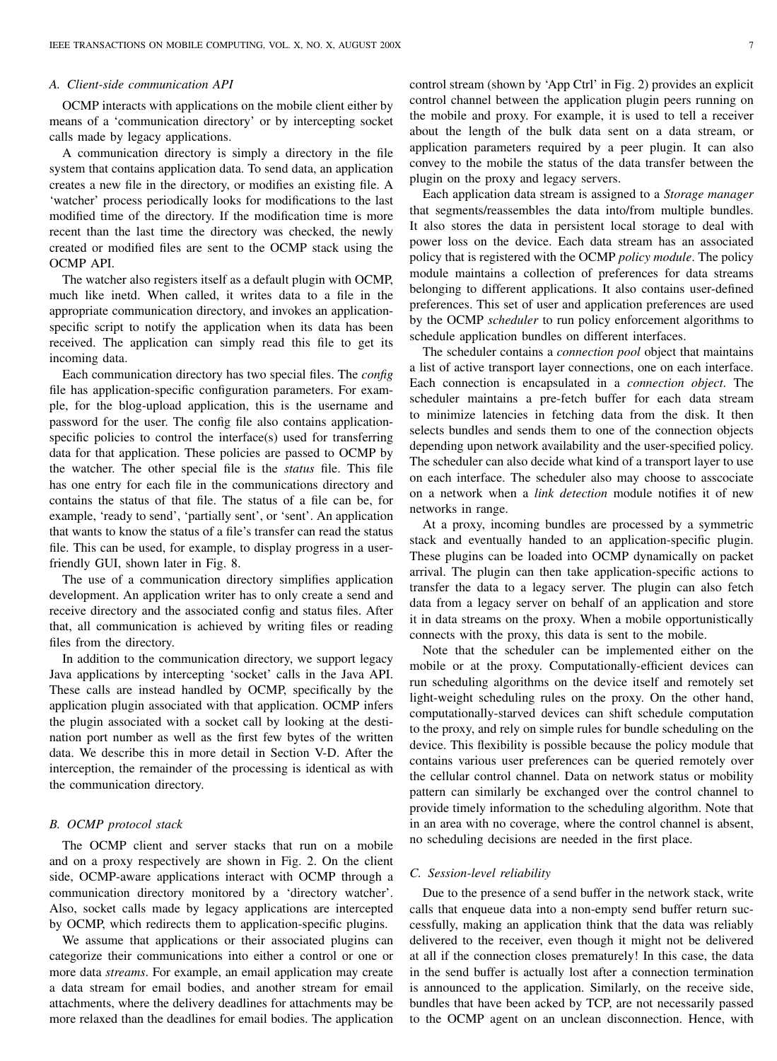### A. Client-side communication API

OCMP interacts with applications on the mobile client either by means of a 'communication directory' or by intercepting socket calls made by legacy applications.

A communication directory is simply a directory in the file system that contains application data. To send data, an application creates a new file in the directory, or modifies an existing file. A 'watcher' process periodically looks for modifications to the last modified time of the directory. If the modification time is more recent than the last time the directory was checked, the newly created or modified files are sent to the OCMP stack using the OCMP API.

The watcher also registers itself as a default plugin with OCMP, much like inetd. When called, it writes data to a file in the appropriate communication directory, and invokes an application-specific script to notify the application when its data has been received. The application can simply read this file to get its incoming data.

Each communication directory has two special files. The *config* file has application-specific configuration parameters. For example, for the blog-upload application, this is the username and password for the user. The config file also contains application-specific policies to control the interface(s) used for transferring data for that application. These policies are passed to OCMP by the watcher. The other special file is the *status* file. This file has one entry for each file in the communications directory and contains the status of that file. The status of a file can be, for example, 'ready to send', 'partially sent', or 'sent'. An application that wants to know the status of a file's transfer can read the status file. This can be used, for example, to display progress in a user-friendly GUI, shown later in Fig. 8.

The use of a communication directory simplifies application development. An application writer has to only create a send and receive directory and the associated config and status files. After that, all communication is achieved by writing files or reading files from the directory.

In addition to the communication directory, we support legacy Java applications by intercepting 'socket' calls in the Java API. These calls are instead handled by OCMP, specifically by the application plugin associated with that application. OCMP infers the plugin associated with a socket call by looking at the destination port number as well as the first few bytes of the written data. We describe this in more detail in Section V-D. After the interception, the remainder of the processing is identical as with the communication directory.

### B. OCMP protocol stack

The OCMP client and server stacks that run on a mobile and on a proxy respectively are shown in Fig. 2. On the client side, OCMP-aware applications interact with OCMP through a communication directory monitored by a 'directory watcher'. Also, socket calls made by legacy applications are intercepted by OCMP, which redirects them to application-specific plugins.

We assume that applications or their associated plugins can categorize their communications into either a control or one or more data *streams*. For example, an email application may create a data stream for email bodies, and another stream for email attachments, where the delivery deadlines for attachments may be more relaxed than the deadlines for email bodies. The application control stream (shown by 'App Ctrl' in Fig. 2) provides an explicit control channel between the application plugin peers running on the mobile and proxy. For example, it is used to tell a receiver about the length of the bulk data sent on a data stream, or application parameters required by a peer plugin. It can also convey to the mobile the status of the data transfer between the plugin on the proxy and legacy servers.

Each application data stream is assigned to a *Storage manager* that segments/reassembles the data into/from multiple bundles. It also stores the data in persistent local storage to deal with power loss on the device. Each data stream has an associated policy that is registered with the OCMP *policy module*. The policy module maintains a collection of preferences for data streams belonging to different applications. It also contains user-defined preferences. This set of user and application preferences are used by the OCMP *scheduler* to run policy enforcement algorithms to schedule application bundles on different interfaces.

The scheduler contains a *connection pool* object that maintains a list of active transport layer connections, one on each interface. Each connection is encapsulated in a *connection object*. The scheduler maintains a pre-fetch buffer for each data stream to minimize latencies in fetching data from the disk. It then selects bundles and sends them to one of the connection objects depending upon network availability and the user-specified policy. The scheduler can also decide what kind of a transport layer to use on each interface. The scheduler also may choose to asscociate on a network when a *link detection* module notifies it of new networks in range.

At a proxy, incoming bundles are processed by a symmetric stack and eventually handed to an application-specific plugin. These plugins can be loaded into OCMP dynamically on packet arrival. The plugin can then take application-specific actions to transfer the data to a legacy server. The plugin can also fetch data from a legacy server on behalf of an application and store it in data streams on the proxy. When a mobile opportunistically connects with the proxy, this data is sent to the mobile.

Note that the scheduler can be implemented either on the mobile or at the proxy. Computationally-efficient devices can run scheduling algorithms on the device itself and remotely set light-weight scheduling rules on the proxy. On the other hand, computationally-starved devices can shift schedule computation to the proxy, and rely on simple rules for bundle scheduling on the device. This flexibility is possible because the policy module that contains various user preferences can be queried remotely over the cellular control channel. Data on network status or mobility pattern can similarly be exchanged over the control channel to provide timely information to the scheduling algorithm. Note that in an area with no coverage, where the control channel is absent, no scheduling decisions are needed in the first place.

### C. Session-level reliability

Due to the presence of a send buffer in the network stack, write calls that enqueue data into a non-empty send buffer return successfully, making an application think that the data was reliably delivered to the receiver, even though it might not be delivered at all if the connection closes prematurely! In this case, the data in the send buffer is actually lost after a connection termination is announced to the application. Similarly, on the receive side, bundles that have been acked by TCP, are not necessarily passed to the OCMP agent on an unclean disconnection. Hence, with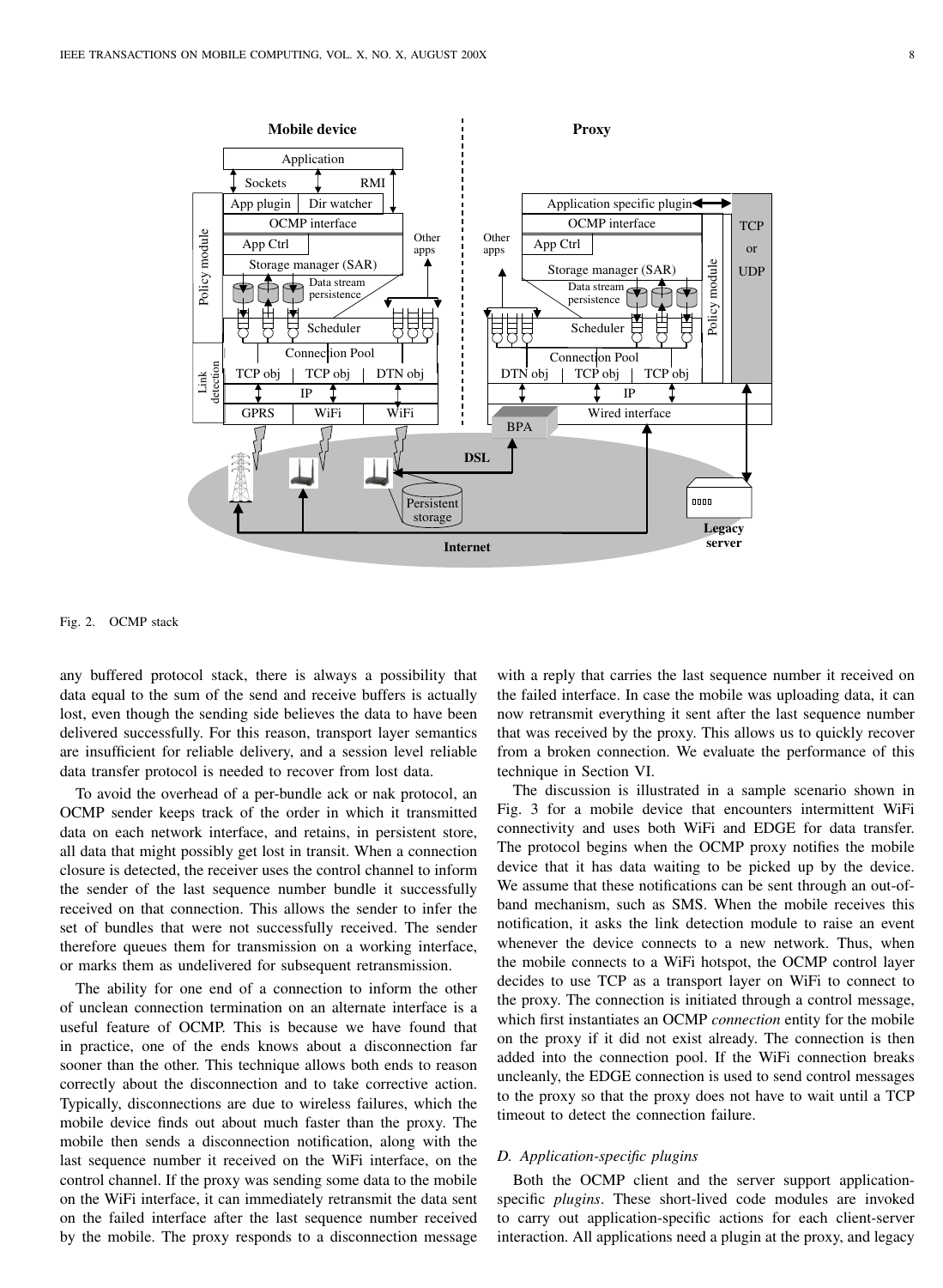Fig. 2. OCMP stack

any buffered protocol stack, there is always a possibility that data equal to the sum of the send and receive buffers is actually lost, even though the sending side believes the data to have been delivered successfully. For this reason, transport layer semantics are insufficient for reliable delivery, and a session level reliable data transfer protocol is needed to recover from lost data.

To avoid the overhead of a per-bundle ack or nak protocol, an OCMP sender keeps track of the order in which it transmitted data on each network interface, and retains, in persistent store, all data that might possibly get lost in transit. When a connection closure is detected, the receiver uses the control channel to inform the sender of the last sequence number bundle it successfully received on that connection. This allows the sender to infer the set of bundles that were not successfully received. The sender therefore queues them for transmission on a working interface, or marks them as undelivered for subsequent retransmission.

The ability for one end of a connection to inform the other of unclean connection termination on an alternate interface is a useful feature of OCMP. This is because we have found that in practice, one of the ends knows about a disconnection far sooner than the other. This technique allows both ends to reason correctly about the disconnection and to take corrective action. Typically, disconnections are due to wireless failures, which the mobile device finds out about much faster than the proxy. The mobile then sends a disconnection notification, along with the last sequence number it received on the WiFi interface, on the control channel. If the proxy was sending some data to the mobile on the WiFi interface, it can immediately retransmit the data sent on the failed interface after the last sequence number received by the mobile. The proxy responds to a disconnection message with a reply that carries the last sequence number it received on the failed interface. In case the mobile was uploading data, it can now retransmit everything it sent after the last sequence number that was received by the proxy. This allows us to quickly recover from a broken connection. We evaluate the performance of this technique in Section VI.

The discussion is illustrated in a sample scenario shown in Fig. 3 for a mobile device that encounters intermittent WiFi connectivity and uses both WiFi and EDGE for data transfer. The protocol begins when the OCMP proxy notifies the mobile device that it has data waiting to be picked up by the device. We assume that these notifications can be sent through an out-of-band mechanism, such as SMS. When the mobile receives this notification, it asks the link detection module to raise an event whenever the device connects to a new network. Thus, when the mobile connects to a WiFi hotspot, the OCMP control layer decides to use TCP as a transport layer on WiFi to connect to the proxy. The connection is initiated through a control message, which first instantiates an OCMP *connection* entity for the mobile on the proxy if it did not exist already. The connection is then added into the connection pool. If the WiFi connection breaks uncleanly, the EDGE connection is used to send control messages to the proxy so that the proxy does not have to wait until a TCP timeout to detect the connection failure.

### D. Application-specific plugins

Both the OCMP client and the server support application-specific *plugins*. These short-lived code modules are invoked to carry out application-specific actions for each client-server interaction. All applications need a plugin at the proxy, and legacy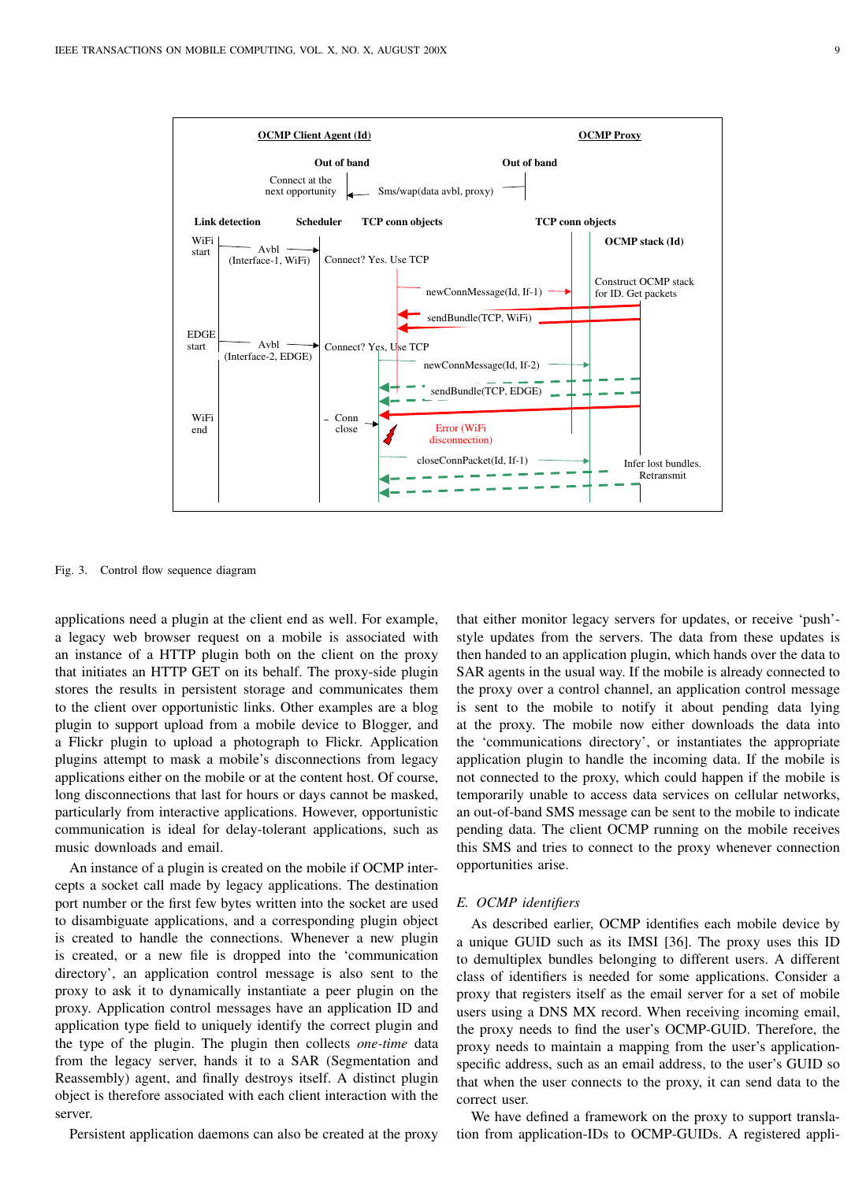Fig. 3. Control flow sequence diagram

applications need a plugin at the client end as well. For example, a legacy web browser request on a mobile is associated with an instance of a HTTP plugin both on the client on the proxy that initiates an HTTP GET on its behalf. The proxy-side plugin stores the results in persistent storage and communicates them to the client over opportunistic links. Other examples are a blog plugin to support upload from a mobile device to Blogger, and a Flickr plugin to upload a photograph to Flickr. Application plugins attempt to mask a mobile's disconnections from legacy applications either on the mobile or at the content host. Of course, long disconnections that last for hours or days cannot be masked, particularly from interactive applications. However, opportunistic communication is ideal for delay-tolerant applications, such as music downloads and email.

An instance of a plugin is created on the mobile if OCMP intercepts a socket call made by legacy applications. The destination port number or the first few bytes written into the socket are used to disambiguate applications, and a corresponding plugin object is created to handle the connections. Whenever a new plugin is created, or a new file is dropped into the 'communication directory', an application control message is also sent to the proxy to ask it to dynamically instantiate a peer plugin on the proxy. Application control messages have an application ID and application type field to uniquely identify the correct plugin and the type of the plugin. The plugin then collects *one-time* data from the legacy server, hands it to a SAR (Segmentation and Reassembly) agent, and finally destroys itself. A distinct plugin object is therefore associated with each client interaction with the server.

Persistent application daemons can also be created at the proxy that either monitor legacy servers for updates, or receive 'push'-style updates from the servers. The data from these updates is then handed to an application plugin, which hands over the data to SAR agents in the usual way. If the mobile is already connected to the proxy over a control channel, an application control message is sent to the mobile to notify it about pending data lying at the proxy. The mobile now either downloads the data into the 'communications directory', or instantiates the appropriate application plugin to handle the incoming data. If the mobile is not connected to the proxy, which could happen if the mobile is temporarily unable to access data services on cellular networks, an out-of-band SMS message can be sent to the mobile to indicate pending data. The client OCMP running on the mobile receives this SMS and tries to connect to the proxy whenever connection opportunities arise.

### E. OCMP identifiers

As described earlier, OCMP identifies each mobile device by a unique GUID such as its IMSI [36]. The proxy uses this ID to demultiplex bundles belonging to different users. A different class of identifiers is needed for some applications. Consider a proxy that registers itself as the email server for a set of mobile users using a DNS MX record. When receiving incoming email, the proxy needs to find the user's OCMP-GUID. Therefore, the proxy needs to maintain a mapping from the user's application-specific address, such as an email address, to the user's GUID so that when the user connects to the proxy, it can send data to the correct user.

We have defined a framework on the proxy to support translation from application-IDs to OCMP-GUIDs. A registered appli-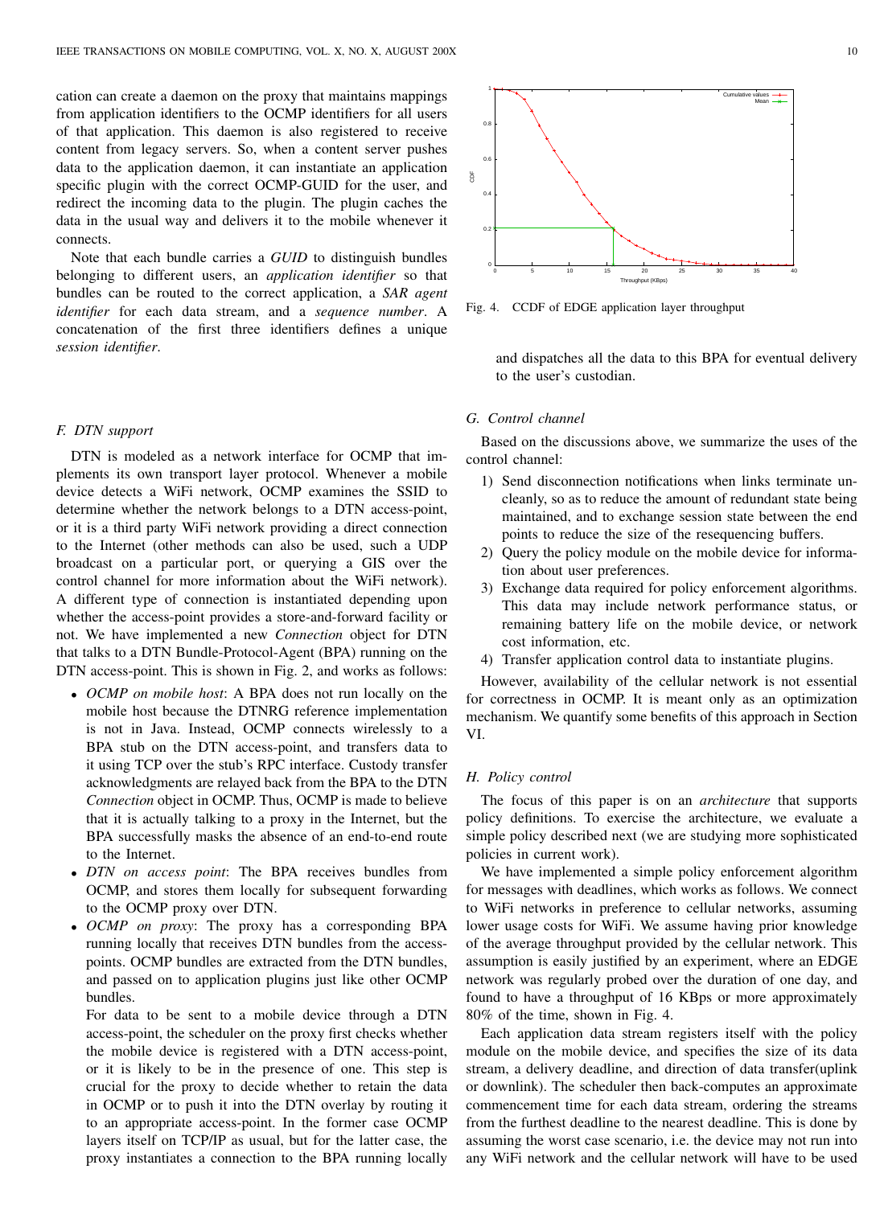cation can create a daemon on the proxy that maintains mappings from application identifiers to the OCMP identifiers for all users of that application. This daemon is also registered to receive content from legacy servers. So, when a content server pushes data to the application daemon, it can instantiate an application specific plugin with the correct OCMP-GUID for the user, and redirect the incoming data to the plugin. The plugin caches the data in the usual way and delivers it to the mobile whenever it connects.

Note that each bundle carries a *GUID* to distinguish bundles belonging to different users, an *application identifier* so that bundles can be routed to the correct application, a *SAR agent identifier* for each data stream, and a *sequence number*. A concatenation of the first three identifiers defines a unique *session identifier*.

### F. DTN support

DTN is modeled as a network interface for OCMP that implements its own transport layer protocol. Whenever a mobile device detects a WiFi network, OCMP examines the SSID to determine whether the network belongs to a DTN access-point, or it is a third party WiFi network providing a direct connection to the Internet (other methods can also be used, such a UDP broadcast on a particular port, or querying a GIS over the control channel for more information about the WiFi network). A different type of connection is instantiated depending upon whether the access-point provides a store-and-forward facility or not. We have implemented a new *Connection* object for DTN that talks to a DTN Bundle-Protocol-Agent (BPA) running on the DTN access-point. This is shown in Fig. 2, and works as follows:

- *OCMP on mobile host*: A BPA does not run locally on the mobile host because the DTNRG reference implementation is not in Java. Instead, OCMP connects wirelessly to a BPA stub on the DTN access-point, and transfers data to it using TCP over the stub's RPC interface. Custody transfer acknowledgments are relayed back from the BPA to the DTN *Connection* object in OCMP. Thus, OCMP is made to believe that it is actually talking to a proxy in the Internet, but the BPA successfully masks the absence of an end-to-end route to the Internet.
- *DTN on access point*: The BPA receives bundles from OCMP, and stores them locally for subsequent forwarding to the OCMP proxy over DTN.
- *OCMP on proxy*: The proxy has a corresponding BPA running locally that receives DTN bundles from the access-points. OCMP bundles are extracted from the DTN bundles, and passed on to application plugins just like other OCMP bundles.

  For data to be sent to a mobile device through a DTN access-point, the scheduler on the proxy first checks whether the mobile device is registered with a DTN access-point, or it is likely to be in the presence of one. This step is crucial for the proxy to decide whether to retain the data in OCMP or to push it into the DTN overlay by routing it to an appropriate access-point. In the former case OCMP layers itself on TCP/IP as usual, but for the latter case, the proxy instantiates a connection to the BPA running locally and dispatches all the data to this BPA for eventual delivery to the user's custodian.

Fig. 4. CCDF of EDGE application layer throughput

### G. Control channel

Based on the discussions above, we summarize the uses of the control channel:

1) Send disconnection notifications when links terminate uncleanly, so as to reduce the amount of redundant state being maintained, and to exchange session state between the end points to reduce the size of the resequencing buffers.
2) Query the policy module on the mobile device for information about user preferences.
3) Exchange data required for policy enforcement algorithms. This data may include network performance status, or remaining battery life on the mobile device, or network cost information, etc.
4) Transfer application control data to instantiate plugins.

However, availability of the cellular network is not essential for correctness in OCMP. It is meant only as an optimization mechanism. We quantify some benefits of this approach in Section VI.

### H. Policy control

The focus of this paper is on an *architecture* that supports policy definitions. To exercise the architecture, we evaluate a simple policy described next (we are studying more sophisticated policies in current work).

We have implemented a simple policy enforcement algorithm for messages with deadlines, which works as follows. We connect to WiFi networks in preference to cellular networks, assuming lower usage costs for WiFi. We assume having prior knowledge of the average throughput provided by the cellular network. This assumption is easily justified by an experiment, where an EDGE network was regularly probed over the duration of one day, and found to have a throughput of 16 KBps or more approximately 80% of the time, shown in Fig. 4.

Each application data stream registers itself with the policy module on the mobile device, and specifies the size of its data stream, a delivery deadline, and direction of data transfer(uplink or downlink). The scheduler then back-computes an approximate commencement time for each data stream, ordering the streams from the furthest deadline to the nearest deadline. This is done by assuming the worst case scenario, i.e. the device may not run into any WiFi network and the cellular network will have to be used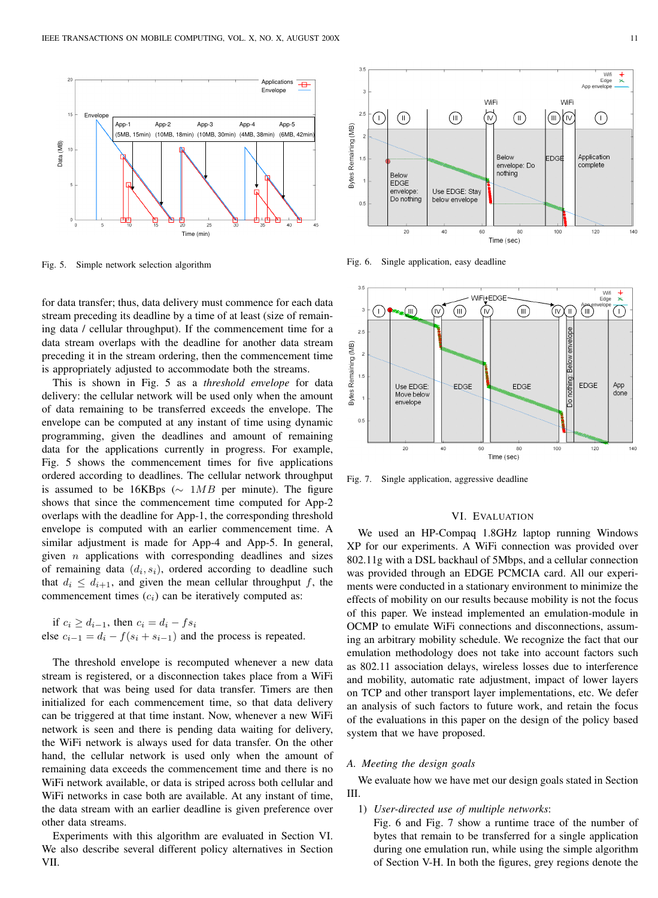Fig. 5. Simple network selection algorithm

for data transfer; thus, data delivery must commence for each data stream preceding its deadline by a time of at least (size of remaining data / cellular throughput). If the commencement time for a data stream overlaps with the deadline for another data stream preceding it in the stream ordering, then the commencement time is appropriately adjusted to accommodate both the streams.

This is shown in Fig. 5 as a *threshold envelope* for data delivery: the cellular network will be used only when the amount of data remaining to be transferred exceeds the envelope. The envelope can be computed at any instant of time using dynamic programming, given the deadlines and amount of remaining data for the applications currently in progress. For example, Fig. 5 shows the commencement times for five applications ordered according to deadlines. The cellular network throughput is assumed to be 16KBps ($\sim 1MB$ per minute). The figure shows that since the commencement time computed for App-2 overlaps with the deadline for App-1, the corresponding threshold envelope is computed with an earlier commencement time. A similar adjustment is made for App-4 and App-5. In general, given $n$ applications with corresponding deadlines and sizes of remaining data $(d_i, s_i)$, ordered according to deadline such that $d_i \leq d_{i+1}$, and given the mean cellular throughput $f$, the commencement times $(c_i)$ can be iteratively computed as:

if $c_i \geq d_{i-1}$, then $c_i = d_i - fs_i$
else $c_{i-1} = d_i - f(s_i + s_{i-1})$ and the process is repeated.

The threshold envelope is recomputed whenever a new data stream is registered, or a disconnection takes place from a WiFi network that was being used for data transfer. Timers are then initialized for each commencement time, so that data delivery can be triggered at that time instant. Now, whenever a new WiFi network is seen and there is pending data waiting for delivery, the WiFi network is always used for data transfer. On the other hand, the cellular network is used only when the amount of remaining data exceeds the commencement time and there is no WiFi network available, or data is striped across both cellular and WiFi networks in case both are available. At any instant of time, the data stream with an earlier deadline is given preference over other data streams.

Experiments with this algorithm are evaluated in Section VI. We also describe several different policy alternatives in Section VII.

Fig. 6. Single application, easy deadline

Fig. 7. Single application, aggressive deadline

## VI. Evaluation

We used an HP-Compaq 1.8GHz laptop running Windows XP for our experiments. A WiFi connection was provided over 802.11g with a DSL backhaul of 5Mbps, and a cellular connection was provided through an EDGE PCMCIA card. All our experiments were conducted in a stationary environment to minimize the effects of mobility on our results because mobility is not the focus of this paper. We instead implemented an emulation-module in OCMP to emulate WiFi connections and disconnections, assuming an arbitrary mobility schedule. We recognize the fact that our emulation methodology does not take into account factors such as 802.11 association delays, wireless losses due to interference and mobility, automatic rate adjustment, impact of lower layers on TCP and other transport layer implementations, etc. We defer an analysis of such factors to future work, and retain the focus of the evaluations in this paper on the design of the policy based system that we have proposed.

### A. Meeting the design goals

We evaluate how we have met our design goals stated in Section III.

1) *User-directed use of multiple networks*:
Fig. 6 and Fig. 7 show a runtime trace of the number of bytes that remain to be transferred for a single application during one emulation run, while using the simple algorithm of Section V-H. In both the figures, grey regions denote the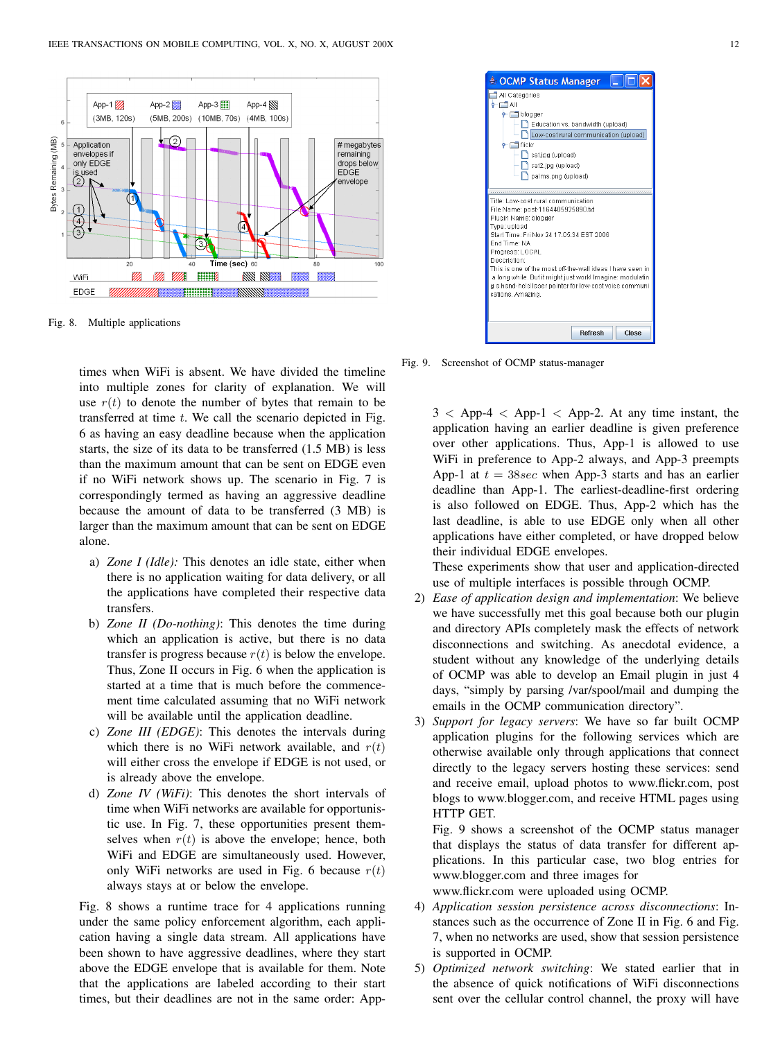Fig. 8. Multiple applications

Fig. 9. Screenshot of OCMP status-manager

times when WiFi is absent. We have divided the timeline into multiple zones for clarity of explanation. We will use $r(t)$ to denote the number of bytes that remain to be transferred at time $t$. We call the scenario depicted in Fig. 6 as having an easy deadline because when the application starts, the size of its data to be transferred (1.5 MB) is less than the maximum amount that can be sent on EDGE even if no WiFi network shows up. The scenario in Fig. 7 is correspondingly termed as having an aggressive deadline because the amount of data to be transferred (3 MB) is larger than the maximum amount that can be sent on EDGE alone.

a) *Zone I (Idle):* This denotes an idle state, either when there is no application waiting for data delivery, or all the applications have completed their respective data transfers.
b) *Zone II (Do-nothing)*: This denotes the time during which an application is active, but there is no data transfer in progress because $r(t)$ is below the envelope. Thus, Zone II occurs in Fig. 6 when the application is started at a time that is much before the commencement time calculated assuming that no WiFi network will be available until the application deadline.
c) *Zone III (EDGE)*: This denotes the intervals during which there is no WiFi network available, and $r(t)$ will either cross the envelope if EDGE is not used, or is already above the envelope.
d) *Zone IV (WiFi)*: This denotes the short intervals of time when WiFi networks are available for opportunistic use. In Fig. 7, these opportunities present themselves when $r(t)$ is above the envelope; hence, both WiFi and EDGE are simultaneously used. However, only WiFi networks are used in Fig. 6 because $r(t)$ always stays at or below the envelope.

Fig. 8 shows a runtime trace for 4 applications running under the same policy enforcement algorithm, each application having a single data stream. All applications have been shown to have aggressive deadlines, where they start above the EDGE envelope that is available for them. Note that the applications are labeled according to their start times, but their deadlines are not in the same order: App-3 < App-4 < App-1 < App-2. At any time instant, the application having an earlier deadline is given preference over other applications. Thus, App-1 is allowed to use WiFi in preference to App-2 always, and App-3 preempts App-1 at $t = 38sec$ when App-3 starts and has an earlier deadline than App-1. The earliest-deadline-first ordering is also followed on EDGE. Thus, App-2 which has the last deadline, is able to use EDGE only when all other applications have either completed, or have dropped below their individual EDGE envelopes.

These experiments show that user and application-directed use of multiple interfaces is possible through OCMP.

2) *Ease of application design and implementation*: We believe we have successfully met this goal because both our plugin and directory APIs completely mask the effects of network disconnections and switching. As anecdotal evidence, a student without any knowledge of the underlying details of OCMP was able to develop an Email plugin in just 4 days, "simply by parsing /var/spool/mail and dumping the emails in the OCMP communication directory".
3) *Support for legacy servers*: We have so far built OCMP application plugins for the following services which are otherwise available only through applications that connect directly to the legacy servers hosting these services: send and receive email, upload photos to www.flickr.com, post blogs to www.blogger.com, and receive HTML pages using HTTP GET.
Fig. 9 shows a screenshot of the OCMP status manager that displays the status of data transfer for different applications. In this particular case, two blog entries for www.blogger.com and three images for www.flickr.com were uploaded using OCMP.
4) *Application session persistence across disconnections*: Instances such as the occurrence of Zone II in Fig. 6 and Fig. 7, when no networks are used, show that session persistence is supported in OCMP.
5) *Optimized network switching*: We stated earlier that in the absence of quick notifications of WiFi disconnections sent over the cellular control channel, the proxy will have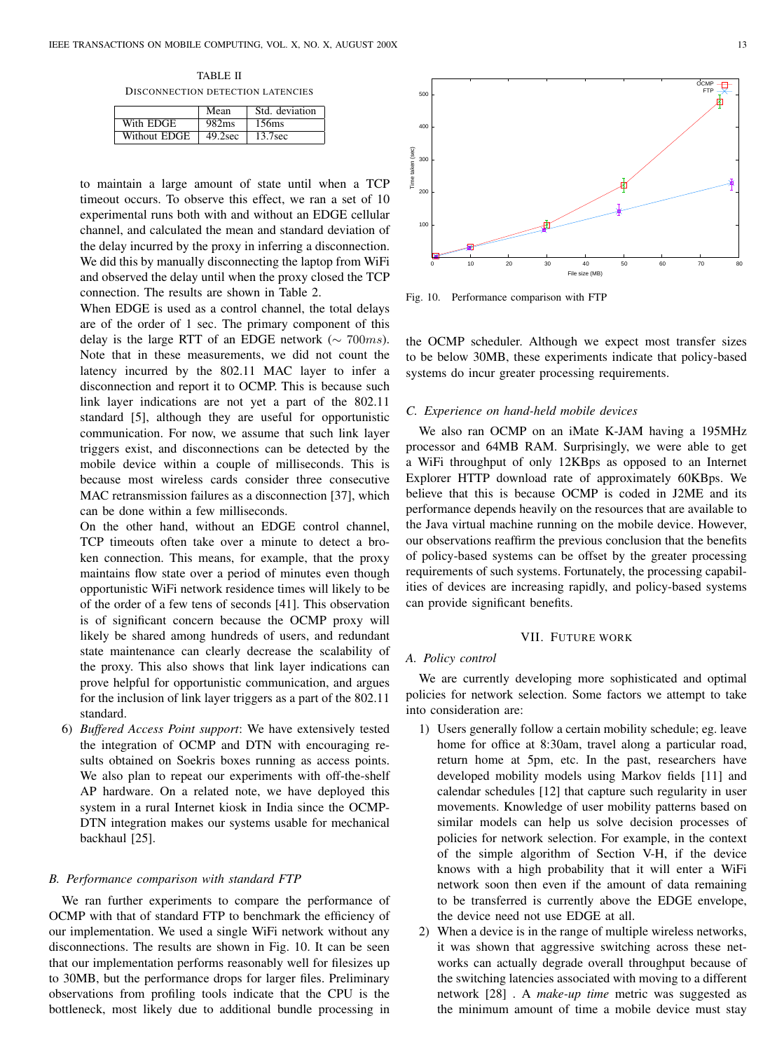TABLE II
DISCONNECTION DETECTION LATENCIES

| | Mean | Std. deviation |
|---|---|---|
| With EDGE | 982ms | 156ms |
| Without EDGE | 49.2sec | 13.7sec |

to maintain a large amount of state until when a TCP timeout occurs. To observe this effect, we ran a set of 10 experimental runs both with and without an EDGE cellular channel, and calculated the mean and standard deviation of the delay incurred by the proxy in inferring a disconnection. We did this by manually disconnecting the laptop from WiFi and observed the delay until when the proxy closed the TCP connection. The results are shown in Table 2.

When EDGE is used as a control channel, the total delays are of the order of 1 sec. The primary component of this delay is the large RTT of an EDGE network ($\sim 700ms$). Note that in these measurements, we did not count the latency incurred by the 802.11 MAC layer to infer a disconnection and report it to OCMP. This is because such link layer indications are not yet a part of the 802.11 standard [5], although they are useful for opportunistic communication. For now, we assume that such link layer triggers exist, and disconnections can be detected by the mobile device within a couple of milliseconds. This is because most wireless cards consider three consecutive MAC retransmission failures as a disconnection [37], which can be done within a few milliseconds.

On the other hand, without an EDGE control channel, TCP timeouts often take over a minute to detect a broken connection. This means, for example, that the proxy maintains flow state over a period of minutes even though opportunistic WiFi network residence times will likely to be of the order of a few tens of seconds [41]. This observation is of significant concern because the OCMP proxy will likely be shared among hundreds of users, and redundant state maintenance can clearly decrease the scalability of the proxy. This also shows that link layer indications can prove helpful for opportunistic communication, and argues for the inclusion of link layer triggers as a part of the 802.11 standard.

6) *Buffered Access Point support*: We have extensively tested the integration of OCMP and DTN with encouraging results obtained on Soekris boxes running as access points. We also plan to repeat our experiments with off-the-shelf AP hardware. On a related note, we have deployed this system in a rural Internet kiosk in India since the OCMP-DTN integration makes our systems usable for mechanical backhaul [25].

### B. Performance comparison with standard FTP

We ran further experiments to compare the performance of OCMP with that of standard FTP to benchmark the efficiency of our implementation. We used a single WiFi network without any disconnections. The results are shown in Fig. 10. It can be seen that our implementation performs reasonably well for filesizes up to 30MB, but the performance drops for larger files. Preliminary observations from profiling tools indicate that the CPU is the bottleneck, most likely due to additional bundle processing in the OCMP scheduler. Although we expect most transfer sizes to be below 30MB, these experiments indicate that policy-based systems do incur greater processing requirements.

Fig. 10. Performance comparison with FTP

### C. Experience on hand-held mobile devices

We also ran OCMP on an iMate K-JAM having a 195MHz processor and 64MB RAM. Surprisingly, we were able to get a WiFi throughput of only 12KBps as opposed to an Internet Explorer HTTP download rate of approximately 60KBps. We believe that this is because OCMP is coded in J2ME and its performance depends heavily on the resources that are available to the Java virtual machine running on the mobile device. However, our observations reaffirm the previous conclusion that the benefits of policy-based systems can be offset by the greater processing requirements of such systems. Fortunately, the processing capabilities of devices are increasing rapidly, and policy-based systems can provide significant benefits.

## VII. FUTURE WORK

### A. Policy control

We are currently developing more sophisticated and optimal policies for network selection. Some factors we attempt to take into consideration are:

1) Users generally follow a certain mobility schedule; eg. leave home for office at 8:30am, travel along a particular road, return home at 5pm, etc. In the past, researchers have developed mobility models using Markov fields [11] and calendar schedules [12] that capture such regularity in user movements. Knowledge of user mobility patterns based on similar models can help us solve decision processes of policies for network selection. For example, in the context of the simple algorithm of Section V-H, if the device knows with a high probability that it will enter a WiFi network soon then even if the amount of data remaining to be transferred is currently above the EDGE envelope, the device need not use EDGE at all.
2) When a device is in the range of multiple wireless networks, it was shown that aggressive switching across these networks can actually degrade overall throughput because of the switching latencies associated with moving to a different network [28] . A *make-up time* metric was suggested as the minimum amount of time a mobile device must stay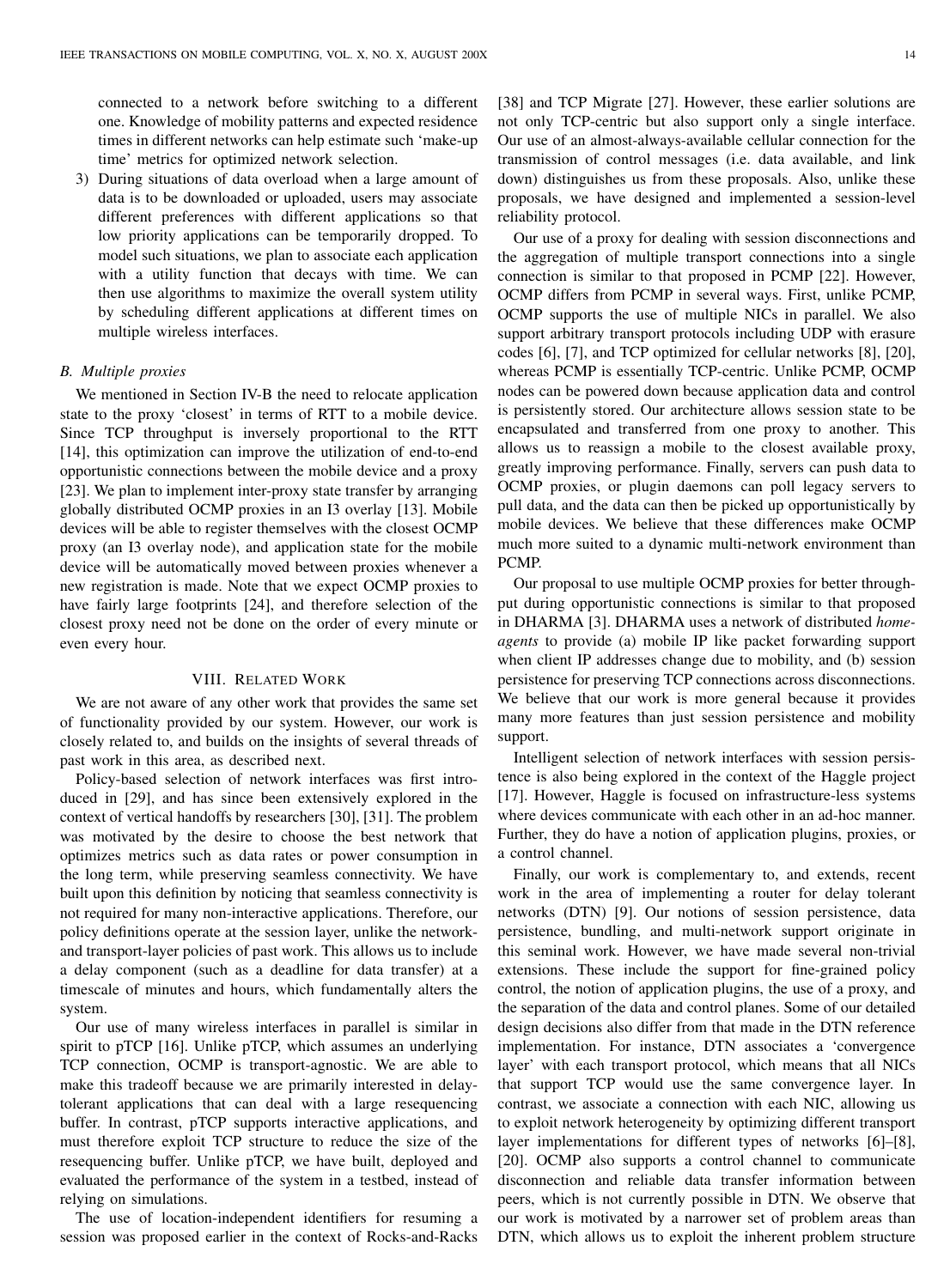connected to a network before switching to a different one. Knowledge of mobility patterns and expected residence times in different networks can help estimate such 'make-up time' metrics for optimized network selection.

3) During situations of data overload when a large amount of data is to be downloaded or uploaded, users may associate different preferences with different applications so that low priority applications can be temporarily dropped. To model such situations, we plan to associate each application with a utility function that decays with time. We can then use algorithms to maximize the overall system utility by scheduling different applications at different times on multiple wireless interfaces.

### B. Multiple proxies

We mentioned in Section IV-B the need to relocate application state to the proxy 'closest' in terms of RTT to a mobile device. Since TCP throughput is inversely proportional to the RTT [14], this optimization can improve the utilization of end-to-end opportunistic connections between the mobile device and a proxy [23]. We plan to implement inter-proxy state transfer by arranging globally distributed OCMP proxies in an I3 overlay [13]. Mobile devices will be able to register themselves with the closest OCMP proxy (an I3 overlay node), and application state for the mobile device will be automatically moved between proxies whenever a new registration is made. Note that we expect OCMP proxies to have fairly large footprints [24], and therefore selection of the closest proxy need not be done on the order of every minute or even every hour.

## VIII. Related Work

We are not aware of any other work that provides the same set of functionality provided by our system. However, our work is closely related to, and builds on the insights of several threads of past work in this area, as described next.

Policy-based selection of network interfaces was first introduced in [29], and has since been extensively explored in the context of vertical handoffs by researchers [30], [31]. The problem was motivated by the desire to choose the best network that optimizes metrics such as data rates or power consumption in the long term, while preserving seamless connectivity. We have built upon this definition by noticing that seamless connectivity is not required for many non-interactive applications. Therefore, our policy definitions operate at the session layer, unlike the network- and transport-layer policies of past work. This allows us to include a delay component (such as a deadline for data transfer) at a timescale of minutes and hours, which fundamentally alters the system.

Our use of many wireless interfaces in parallel is similar in spirit to pTCP [16]. Unlike pTCP, which assumes an underlying TCP connection, OCMP is transport-agnostic. We are able to make this tradeoff because we are primarily interested in delay-tolerant applications that can deal with a large resequencing buffer. In contrast, pTCP supports interactive applications, and must therefore exploit TCP structure to reduce the size of the resequencing buffer. Unlike pTCP, we have built, deployed and evaluated the performance of the system in a testbed, instead of relying on simulations.

The use of location-independent identifiers for resuming a session was proposed earlier in the context of Rocks-and-Racks [38] and TCP Migrate [27]. However, these earlier solutions are not only TCP-centric but also support only a single interface. Our use of an almost-always-available cellular connection for the transmission of control messages (i.e. data available, and link down) distinguishes us from these proposals. Also, unlike these proposals, we have designed and implemented a session-level reliability protocol.

Our use of a proxy for dealing with session disconnections and the aggregation of multiple transport connections into a single connection is similar to that proposed in PCMP [22]. However, OCMP differs from PCMP in several ways. First, unlike PCMP, OCMP supports the use of multiple NICs in parallel. We also support arbitrary transport protocols including UDP with erasure codes [6], [7], and TCP optimized for cellular networks [8], [20], whereas PCMP is essentially TCP-centric. Unlike PCMP, OCMP nodes can be powered down because application data and control is persistently stored. Our architecture allows session state to be encapsulated and transferred from one proxy to another. This allows us to reassign a mobile to the closest available proxy, greatly improving performance. Finally, servers can push data to OCMP proxies, or plugin daemons can poll legacy servers to pull data, and the data can then be picked up opportunistically by mobile devices. We believe that these differences make OCMP much more suited to a dynamic multi-network environment than PCMP.

Our proposal to use multiple OCMP proxies for better throughput during opportunistic connections is similar to that proposed in DHARMA [3]. DHARMA uses a network of distributed *home-agents* to provide (a) mobile IP like packet forwarding support when client IP addresses change due to mobility, and (b) session persistence for preserving TCP connections across disconnections. We believe that our work is more general because it provides many more features than just session persistence and mobility support.

Intelligent selection of network interfaces with session persistence is also being explored in the context of the Haggle project [17]. However, Haggle is focused on infrastructure-less systems where devices communicate with each other in an ad-hoc manner. Further, they do have a notion of application plugins, proxies, or a control channel.

Finally, our work is complementary to, and extends, recent work in the area of implementing a router for delay tolerant networks (DTN) [9]. Our notions of session persistence, data persistence, bundling, and multi-network support originate in this seminal work. However, we have made several non-trivial extensions. These include the support for fine-grained policy control, the notion of application plugins, the use of a proxy, and the separation of the data and control planes. Some of our detailed design decisions also differ from that made in the DTN reference implementation. For instance, DTN associates a 'convergence layer' with each transport protocol, which means that all NICs that support TCP would use the same convergence layer. In contrast, we associate a connection with each NIC, allowing us to exploit network heterogeneity by optimizing different transport layer implementations for different types of networks [6]–[8], [20]. OCMP also supports a control channel to communicate disconnection and reliable data transfer information between peers, which is not currently possible in DTN. We observe that our work is motivated by a narrower set of problem areas than DTN, which allows us to exploit the inherent problem structure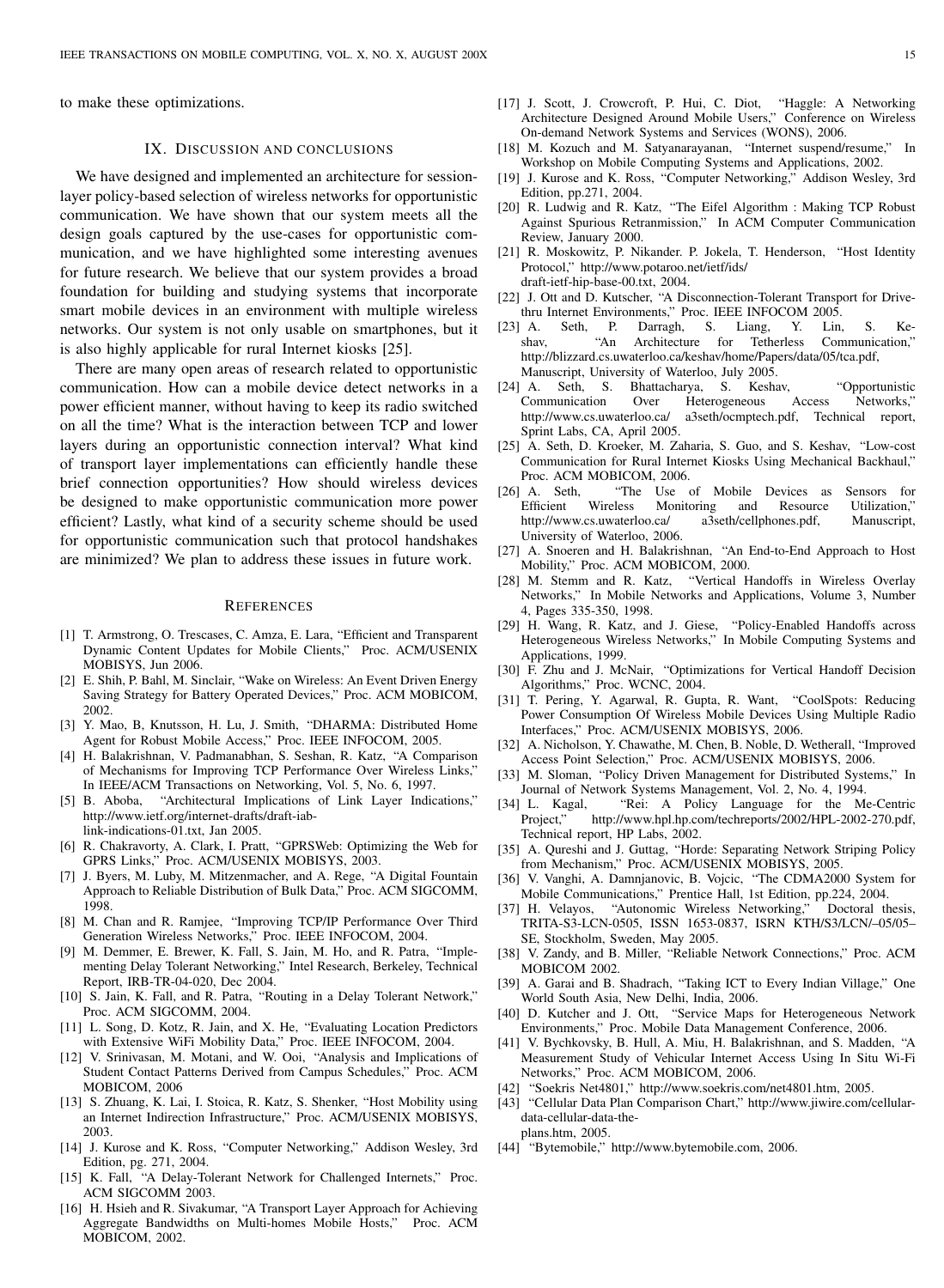to make these optimizations.

## IX. Discussion and conclusions

We have designed and implemented an architecture for session-layer policy-based selection of wireless networks for opportunistic communication. We have shown that our system meets all the design goals captured by the use-cases for opportunistic communication, and we have highlighted some interesting avenues for future research. We believe that our system provides a broad foundation for building and studying systems that incorporate smart mobile devices in an environment with multiple wireless networks. Our system is not only usable on smartphones, but it is also highly applicable for rural Internet kiosks [25].

There are many open areas of research related to opportunistic communication. How can a mobile device detect networks in a power efficient manner, without having to keep its radio switched on all the time? What is the interaction between TCP and lower layers during an opportunistic connection interval? What kind of transport layer implementations can efficiently handle these brief connection opportunities? How should wireless devices be designed to make opportunistic communication more power efficient? Lastly, what kind of a security scheme should be used for opportunistic communication such that protocol handshakes are minimized? We plan to address these issues in future work.

## References

[1] T. Armstrong, O. Trescases, C. Amza, E. Lara, "Efficient and Transparent Dynamic Content Updates for Mobile Clients," Proc. ACM/USENIX MOBISYS, Jun 2006.

[2] E. Shih, P. Bahl, M. Sinclair, "Wake on Wireless: An Event Driven Energy Saving Strategy for Battery Operated Devices," Proc. ACM MOBICOM, 2002.

[3] Y. Mao, B, Knutsson, H. Lu, J. Smith, "DHARMA: Distributed Home Agent for Robust Mobile Access," Proc. IEEE INFOCOM, 2005.

[4] H. Balakrishnan, V. Padmanabhan, S. Seshan, R. Katz, "A Comparison of Mechanisms for Improving TCP Performance Over Wireless Links," In IEEE/ACM Transactions on Networking, Vol. 5, No. 6, 1997.

[5] B. Aboba, "Architectural Implications of Link Layer Indications," http://www.ietf.org/internet-drafts/draft-iab-link-indications-01.txt, Jan 2005.

[6] R. Chakravorty, A. Clark, I. Pratt, "GPRSWeb: Optimizing the Web for GPRS Links," Proc. ACM/USENIX MOBISYS, 2003.

[7] J. Byers, M. Luby, M. Mitzenmacher, and A. Rege, "A Digital Fountain Approach to Reliable Distribution of Bulk Data," Proc. ACM SIGCOMM, 1998.

[8] M. Chan and R. Ramjee, "Improving TCP/IP Performance Over Third Generation Wireless Networks," Proc. IEEE INFOCOM, 2004.

[9] M. Demmer, E. Brewer, K. Fall, S. Jain, M. Ho, and R. Patra, "Implementing Delay Tolerant Networking," Intel Research, Berkeley, Technical Report, IRB-TR-04-020, Dec 2004.

[10] S. Jain, K. Fall, and R. Patra, "Routing in a Delay Tolerant Network," Proc. ACM SIGCOMM, 2004.

[11] L. Song, D. Kotz, R. Jain, and X. He, "Evaluating Location Predictors with Extensive WiFi Mobility Data," Proc. IEEE INFOCOM, 2004.

[12] V. Srinivasan, M. Motani, and W. Ooi, "Analysis and Implications of Student Contact Patterns Derived from Campus Schedules," Proc. ACM MOBICOM, 2006

[13] S. Zhuang, K. Lai, I. Stoica, R. Katz, S. Shenker, "Host Mobility using an Internet Indirection Infrastructure," Proc. ACM/USENIX MOBISYS, 2003.

[14] J. Kurose and K. Ross, "Computer Networking," Addison Wesley, 3rd Edition, pg. 271, 2004.

[15] K. Fall, "A Delay-Tolerant Network for Challenged Internets," Proc. ACM SIGCOMM 2003.

[16] H. Hsieh and R. Sivakumar, "A Transport Layer Approach for Achieving Aggregate Bandwidths on Multi-homes Mobile Hosts," Proc. ACM MOBICOM, 2002.

[17] J. Scott, J. Crowcroft, P. Hui, C. Diot, "Haggle: A Networking Architecture Designed Around Mobile Users," Conference on Wireless On-demand Network Systems and Services (WONS), 2006.

[18] M. Kozuch and M. Satyanarayanan, "Internet suspend/resume," In Workshop on Mobile Computing Systems and Applications, 2002.

[19] J. Kurose and K. Ross, "Computer Networking," Addison Wesley, 3rd Edition, pp.271, 2004.

[20] R. Ludwig and R. Katz, "The Eifel Algorithm : Making TCP Robust Against Spurious Retransmission," In ACM Computer Communication Review, January 2000.

[21] R. Moskowitz, P. Nikander. P. Jokela, T. Henderson, "Host Identity Protocol," http://www.potaroo.net/ietf/ids/draft-ietf-hip-base-00.txt, 2004.

[22] J. Ott and D. Kutscher, "A Disconnection-Tolerant Transport for Drive-thru Internet Environments," Proc. IEEE INFOCOM 2005.

[23] A. Seth, P. Darragh, S. Liang, Y. Lin, S. Keshav, "An Architecture for Tetherless Communication," http://blizzard.cs.uwaterloo.ca/keshav/home/Papers/data/05/tca.pdf, Manuscript, University of Waterloo, July 2005.

[24] A. Seth, S. Bhattacharya, S. Keshav, "Opportunistic Communication Over Heterogeneous Access Networks," http://www.cs.uwaterloo.ca/ a3seth/ocmptech.pdf, Technical report, Sprint Labs, CA, April 2005.

[25] A. Seth, D. Kroeker, M. Zaharia, S. Guo, and S. Keshav, "Low-cost Communication for Rural Internet Kiosks Using Mechanical Backhaul," Proc. ACM MOBICOM, 2006.

[26] A. Seth, "The Use of Mobile Devices as Sensors for Efficient Wireless Monitoring and Resource Utilization," http://www.cs.uwaterloo.ca/ a3seth/cellphones.pdf, Manuscript, University of Waterloo, 2006.

[27] A. Snoeren and H. Balakrishnan, "An End-to-End Approach to Host Mobility," Proc. ACM MOBICOM, 2000.

[28] M. Stemm and R. Katz, "Vertical Handoffs in Wireless Overlay Networks," In Mobile Networks and Applications, Volume 3, Number 4, Pages 335-350, 1998.

[29] H. Wang, R. Katz, and J. Giese, "Policy-Enabled Handoffs across Heterogeneous Wireless Networks," In Mobile Computing Systems and Applications, 1999.

[30] F. Zhu and J. McNair, "Optimizations for Vertical Handoff Decision Algorithms," Proc. WCNC, 2004.

[31] T. Pering, Y. Agarwal, R. Gupta, R. Want, "CoolSpots: Reducing Power Consumption Of Wireless Mobile Devices Using Multiple Radio Interfaces," Proc. ACM/USENIX MOBISYS, 2006.

[32] A. Nicholson, Y. Chawathe, M. Chen, B. Noble, D. Wetherall, "Improved Access Point Selection," Proc. ACM/USENIX MOBISYS, 2006.

[33] M. Sloman, "Policy Driven Management for Distributed Systems," In Journal of Network Systems Management, Vol. 2, No. 4, 1994.

[34] L. Kagal, "Rei: A Policy Language for the Me-Centric Project," http://www.hpl.hp.com/techreports/2002/HPL-2002-270.pdf, Technical report, HP Labs, 2002.

[35] A. Qureshi and J. Guttag, "Horde: Separating Network Striping Policy from Mechanism," Proc. ACM/USENIX MOBISYS, 2005.

[36] V. Vanghi, A. Damnjanovic, B. Vojcic, "The CDMA2000 System for Mobile Communications," Prentice Hall, 1st Edition, pp.224, 2004.

[37] H. Velayos, "Autonomic Wireless Networking," Doctoral thesis, TRITA-S3-LCN-0505, ISSN 1653-0837, ISRN KTH/S3/LCN/–05/05–SE, Stockholm, Sweden, May 2005.

[38] V. Zandy, and B. Miller, "Reliable Network Connections," Proc. ACM MOBICOM 2002.

[39] A. Garai and B. Shadrach, "Taking ICT to Every Indian Village," One World South Asia, New Delhi, India, 2006.

[40] D. Kutcher and J. Ott, "Service Maps for Heterogeneous Network Environments," Proc. Mobile Data Management Conference, 2006.

[41] V. Bychkovsky, B. Hull, A. Miu, H. Balakrishnan, and S. Madden, "A Measurement Study of Vehicular Internet Access Using In Situ Wi-Fi Networks," Proc. ACM MOBICOM, 2006.

[42] "Soekris Net4801," http://www.soekris.com/net4801.htm, 2005.

[43] "Cellular Data Plan Comparison Chart," http://www.jiwire.com/cellular-data-cellular-data-the-plans.htm, 2005.

[44] "Bytemobile," http://www.bytemobile.com, 2006.